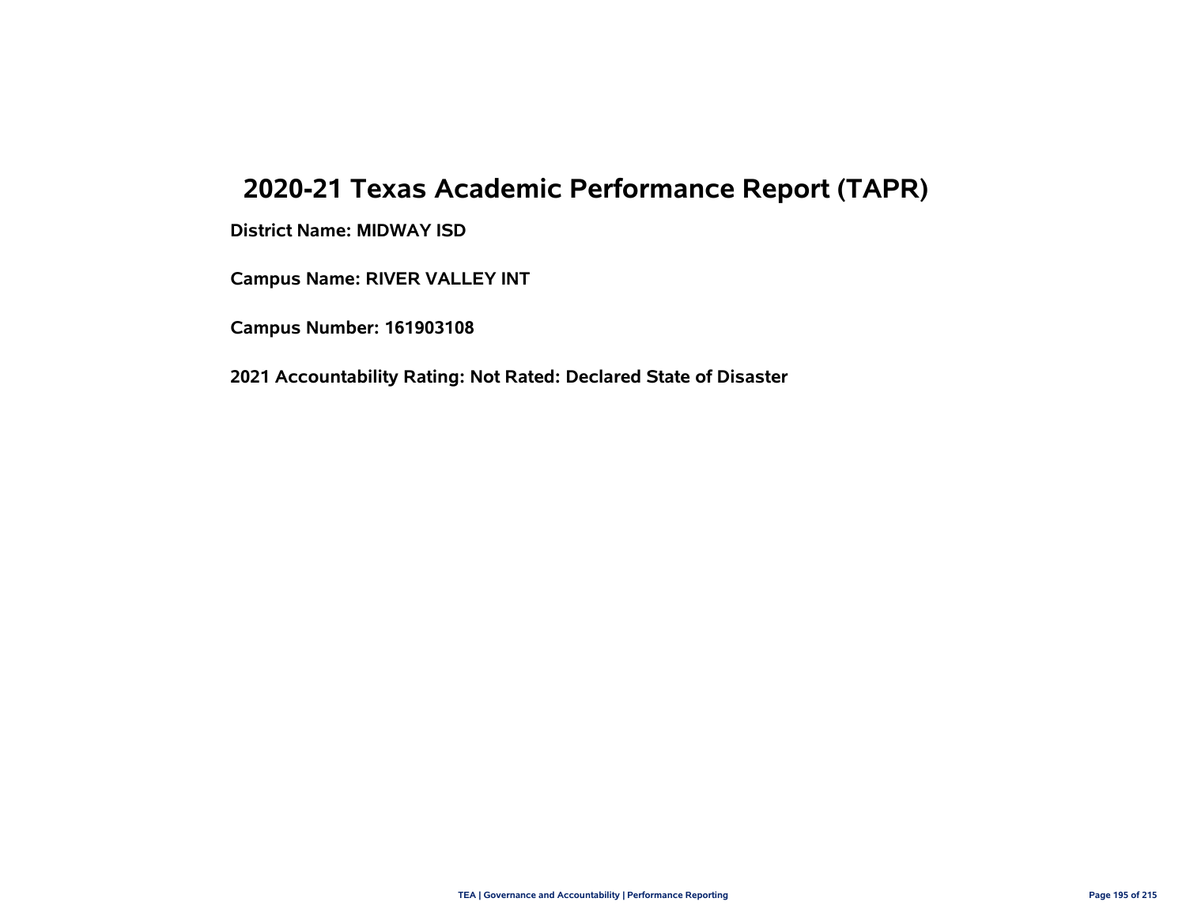# 2020-21 Texas Academic Performance Report (TAPR)

**District Name: MIDWAY ISD**

**Campus Name: RIVER VALLEY INT**

**Campus Number: 161903108**

**2021 Accountability Rating: Not Rated: Declared State of Disaster**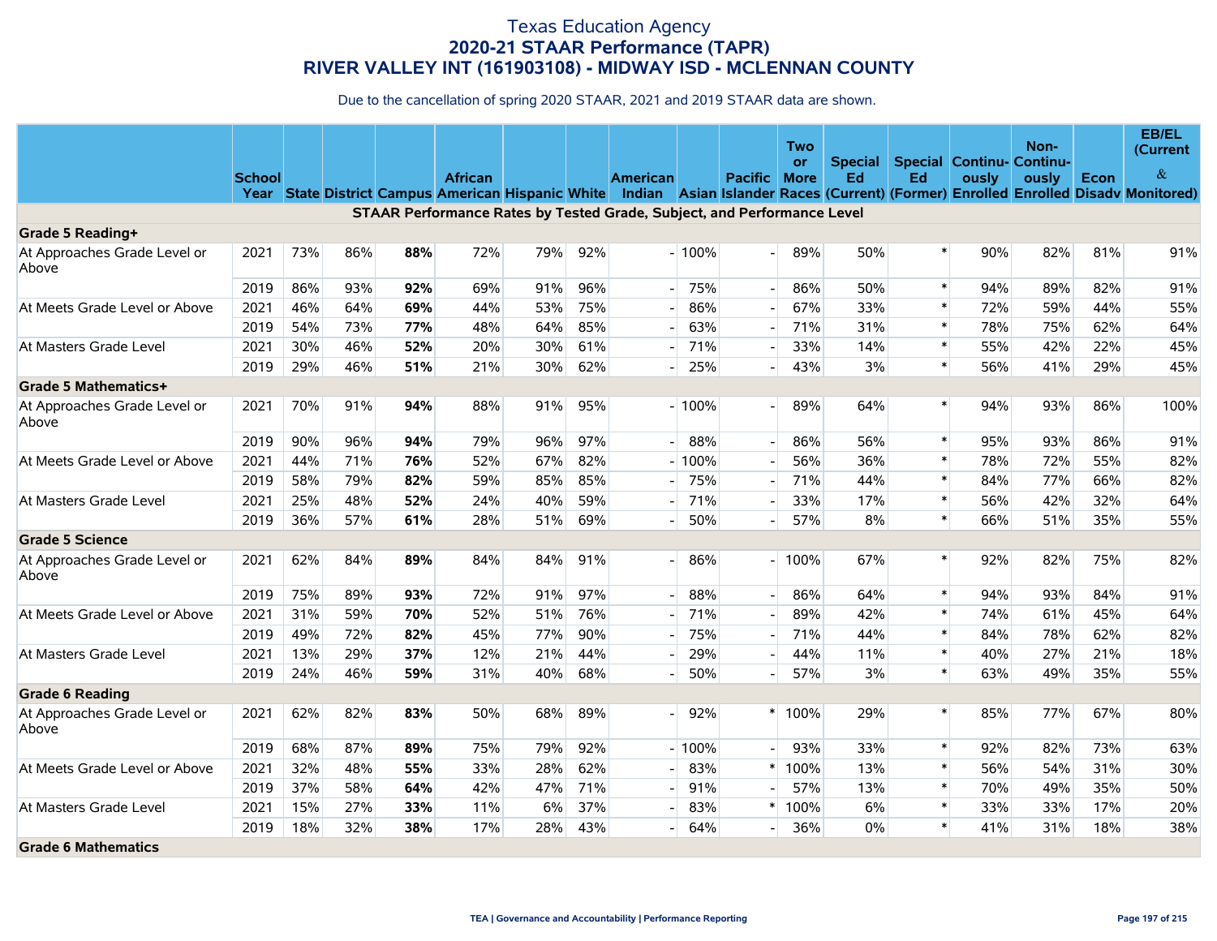# Texas Education Agency
## 2020-21 STAAR Performance (TAPR)
## RIVER VALLEY INT (161903108) - MIDWAY ISD - MCLENNAN COUNTY

Due to the cancellation of spring 2020 STAAR, 2021 and 2019 STAAR data are shown.

| | School Year | State | District | Campus | African American | Hispanic | White | American Indian | Asian | Pacific Islander | Two or More Races | Special Ed (Current) | Special Ed (Former) | Continuously Enrolled | Non-Continuously Enrolled | Econ Disadv | EB/EL (Current & Monitored) |
|---|---|---|---|---|---|---|---|---|---|---|---|---|---|---|---|---|---|
| **STAAR Performance Rates by Tested Grade, Subject, and Performance Level** | | | | | | | | | | | | | | | | | |
| **Grade 5 Reading+** | | | | | | | | | | | | | | | | | |
| At Approaches Grade Level or Above | 2021 | 73% | 86% | **88%** | 72% | 79% | 92% | - | 100% | - | 89% | 50% | * | 90% | 82% | 81% | 91% |
| | 2019 | 86% | 93% | **92%** | 69% | 91% | 96% | - | 75% | - | 86% | 50% | * | 94% | 89% | 82% | 91% |
| At Meets Grade Level or Above | 2021 | 46% | 64% | **69%** | 44% | 53% | 75% | - | 86% | - | 67% | 33% | * | 72% | 59% | 44% | 55% |
| | 2019 | 54% | 73% | **77%** | 48% | 64% | 85% | - | 63% | - | 71% | 31% | * | 78% | 75% | 62% | 64% |
| At Masters Grade Level | 2021 | 30% | 46% | **52%** | 20% | 30% | 61% | - | 71% | - | 33% | 14% | * | 55% | 42% | 22% | 45% |
| | 2019 | 29% | 46% | **51%** | 21% | 30% | 62% | - | 25% | - | 43% | 3% | * | 56% | 41% | 29% | 45% |
| **Grade 5 Mathematics+** | | | | | | | | | | | | | | | | | |
| At Approaches Grade Level or Above | 2021 | 70% | 91% | **94%** | 88% | 91% | 95% | - | 100% | - | 89% | 64% | * | 94% | 93% | 86% | 100% |
| | 2019 | 90% | 96% | **94%** | 79% | 96% | 97% | - | 88% | - | 86% | 56% | * | 95% | 93% | 86% | 91% |
| At Meets Grade Level or Above | 2021 | 44% | 71% | **76%** | 52% | 67% | 82% | - | 100% | - | 56% | 36% | * | 78% | 72% | 55% | 82% |
| | 2019 | 58% | 79% | **82%** | 59% | 85% | 85% | - | 75% | - | 71% | 44% | * | 84% | 77% | 66% | 82% |
| At Masters Grade Level | 2021 | 25% | 48% | **52%** | 24% | 40% | 59% | - | 71% | - | 33% | 17% | * | 56% | 42% | 32% | 64% |
| | 2019 | 36% | 57% | **61%** | 28% | 51% | 69% | - | 50% | - | 57% | 8% | * | 66% | 51% | 35% | 55% |
| **Grade 5 Science** | | | | | | | | | | | | | | | | | |
| At Approaches Grade Level or Above | 2021 | 62% | 84% | **89%** | 84% | 84% | 91% | - | 86% | - | 100% | 67% | * | 92% | 82% | 75% | 82% |
| | 2019 | 75% | 89% | **93%** | 72% | 91% | 97% | - | 88% | - | 86% | 64% | * | 94% | 93% | 84% | 91% |
| At Meets Grade Level or Above | 2021 | 31% | 59% | **70%** | 52% | 51% | 76% | - | 71% | - | 89% | 42% | * | 74% | 61% | 45% | 64% |
| | 2019 | 49% | 72% | **82%** | 45% | 77% | 90% | - | 75% | - | 71% | 44% | * | 84% | 78% | 62% | 82% |
| At Masters Grade Level | 2021 | 13% | 29% | **37%** | 12% | 21% | 44% | - | 29% | - | 44% | 11% | * | 40% | 27% | 21% | 18% |
| | 2019 | 24% | 46% | **59%** | 31% | 40% | 68% | - | 50% | - | 57% | 3% | * | 63% | 49% | 35% | 55% |
| **Grade 6 Reading** | | | | | | | | | | | | | | | | | |
| At Approaches Grade Level or Above | 2021 | 62% | 82% | **83%** | 50% | 68% | 89% | - | 92% | * | 100% | 29% | * | 85% | 77% | 67% | 80% |
| | 2019 | 68% | 87% | **89%** | 75% | 79% | 92% | - | 100% | - | 93% | 33% | * | 92% | 82% | 73% | 63% |
| At Meets Grade Level or Above | 2021 | 32% | 48% | **55%** | 33% | 28% | 62% | - | 83% | * | 100% | 13% | * | 56% | 54% | 31% | 30% |
| | 2019 | 37% | 58% | **64%** | 42% | 47% | 71% | - | 91% | - | 57% | 13% | * | 70% | 49% | 35% | 50% |
| At Masters Grade Level | 2021 | 15% | 27% | **33%** | 11% | 6% | 37% | - | 83% | * | 100% | 6% | * | 33% | 33% | 17% | 20% |
| | 2019 | 18% | 32% | **38%** | 17% | 28% | 43% | - | 64% | - | 36% | 0% | * | 41% | 31% | 18% | 38% |
| **Grade 6 Mathematics** | | | | | | | | | | | | | | | | | |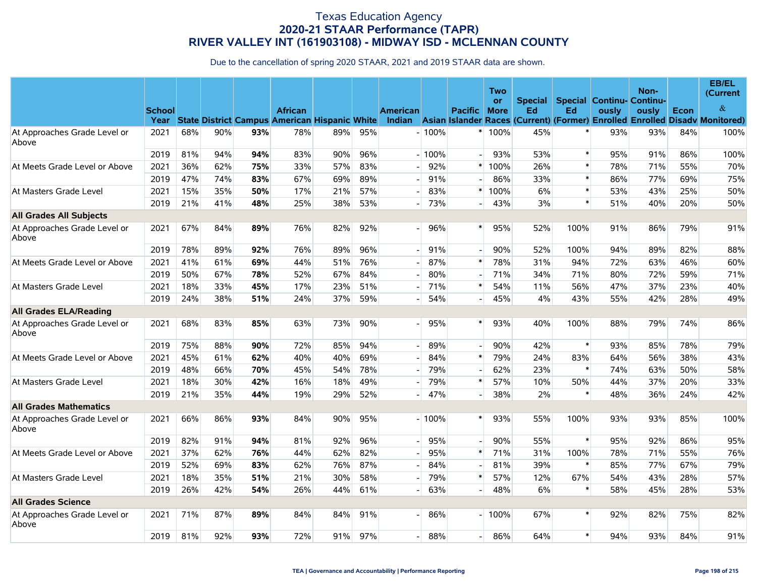# Texas Education Agency
## 2020-21 STAAR Performance (TAPR)
## RIVER VALLEY INT (161903108) - MIDWAY ISD - MCLENNAN COUNTY

Due to the cancellation of spring 2020 STAAR, 2021 and 2019 STAAR data are shown.

| | School Year | State | District | Campus | African American | Hispanic | White | American Indian | Asian | Pacific Islander | Two or More Races | Special Ed (Current) | Special Ed (Former) | Continu-ously Enrolled | Non-Continu-ously Enrolled | Econ Disadv | EB/EL (Current & Monitored) |
|---|---|---|---|---|---|---|---|---|---|---|---|---|---|---|---|---|---|
| At Approaches Grade Level or Above | 2021 | 68% | 90% | **93%** | 78% | 89% | 95% | - | 100% | * | 100% | 45% | * | 93% | 93% | 84% | 100% |
| | 2019 | 81% | 94% | **94%** | 83% | 90% | 96% | - | 100% | - | 93% | 53% | * | 95% | 91% | 86% | 100% |
| At Meets Grade Level or Above | 2021 | 36% | 62% | **75%** | 33% | 57% | 83% | - | 92% | * | 100% | 26% | * | 78% | 71% | 55% | 70% |
| | 2019 | 47% | 74% | **83%** | 67% | 69% | 89% | - | 91% | - | 86% | 33% | * | 86% | 77% | 69% | 75% |
| At Masters Grade Level | 2021 | 15% | 35% | **50%** | 17% | 21% | 57% | - | 83% | * | 100% | 6% | * | 53% | 43% | 25% | 50% |
| | 2019 | 21% | 41% | **48%** | 25% | 38% | 53% | - | 73% | - | 43% | 3% | * | 51% | 40% | 20% | 50% |
| **All Grades All Subjects** | | | | | | | | | | | | | | | | | |
| At Approaches Grade Level or Above | 2021 | 67% | 84% | **89%** | 76% | 82% | 92% | - | 96% | * | 95% | 52% | 100% | 91% | 86% | 79% | 91% |
| | 2019 | 78% | 89% | **92%** | 76% | 89% | 96% | - | 91% | - | 90% | 52% | 100% | 94% | 89% | 82% | 88% |
| At Meets Grade Level or Above | 2021 | 41% | 61% | **69%** | 44% | 51% | 76% | - | 87% | * | 78% | 31% | 94% | 72% | 63% | 46% | 60% |
| | 2019 | 50% | 67% | **78%** | 52% | 67% | 84% | - | 80% | - | 71% | 34% | 71% | 80% | 72% | 59% | 71% |
| At Masters Grade Level | 2021 | 18% | 33% | **45%** | 17% | 23% | 51% | - | 71% | * | 54% | 11% | 56% | 47% | 37% | 23% | 40% |
| | 2019 | 24% | 38% | **51%** | 24% | 37% | 59% | - | 54% | - | 45% | 4% | 43% | 55% | 42% | 28% | 49% |
| **All Grades ELA/Reading** | | | | | | | | | | | | | | | | | |
| At Approaches Grade Level or Above | 2021 | 68% | 83% | **85%** | 63% | 73% | 90% | - | 95% | * | 93% | 40% | 100% | 88% | 79% | 74% | 86% |
| | 2019 | 75% | 88% | **90%** | 72% | 85% | 94% | - | 89% | - | 90% | 42% | * | 93% | 85% | 78% | 79% |
| At Meets Grade Level or Above | 2021 | 45% | 61% | **62%** | 40% | 40% | 69% | - | 84% | * | 79% | 24% | 83% | 64% | 56% | 38% | 43% |
| | 2019 | 48% | 66% | **70%** | 45% | 54% | 78% | - | 79% | - | 62% | 23% | * | 74% | 63% | 50% | 58% |
| At Masters Grade Level | 2021 | 18% | 30% | **42%** | 16% | 18% | 49% | - | 79% | * | 57% | 10% | 50% | 44% | 37% | 20% | 33% |
| | 2019 | 21% | 35% | **44%** | 19% | 29% | 52% | - | 47% | - | 38% | 2% | * | 48% | 36% | 24% | 42% |
| **All Grades Mathematics** | | | | | | | | | | | | | | | | | |
| At Approaches Grade Level or Above | 2021 | 66% | 86% | **93%** | 84% | 90% | 95% | - | 100% | * | 93% | 55% | 100% | 93% | 93% | 85% | 100% |
| | 2019 | 82% | 91% | **94%** | 81% | 92% | 96% | - | 95% | - | 90% | 55% | * | 95% | 92% | 86% | 95% |
| At Meets Grade Level or Above | 2021 | 37% | 62% | **76%** | 44% | 62% | 82% | - | 95% | * | 71% | 31% | 100% | 78% | 71% | 55% | 76% |
| | 2019 | 52% | 69% | **83%** | 62% | 76% | 87% | - | 84% | - | 81% | 39% | * | 85% | 77% | 67% | 79% |
| At Masters Grade Level | 2021 | 18% | 35% | **51%** | 21% | 30% | 58% | - | 79% | * | 57% | 12% | 67% | 54% | 43% | 28% | 57% |
| | 2019 | 26% | 42% | **54%** | 26% | 44% | 61% | - | 63% | - | 48% | 6% | * | 58% | 45% | 28% | 53% |
| **All Grades Science** | | | | | | | | | | | | | | | | | |
| At Approaches Grade Level or Above | 2021 | 71% | 87% | **89%** | 84% | 84% | 91% | - | 86% | - | 100% | 67% | * | 92% | 82% | 75% | 82% |
| | 2019 | 81% | 92% | **93%** | 72% | 91% | 97% | - | 88% | - | 86% | 64% | * | 94% | 93% | 84% | 91% |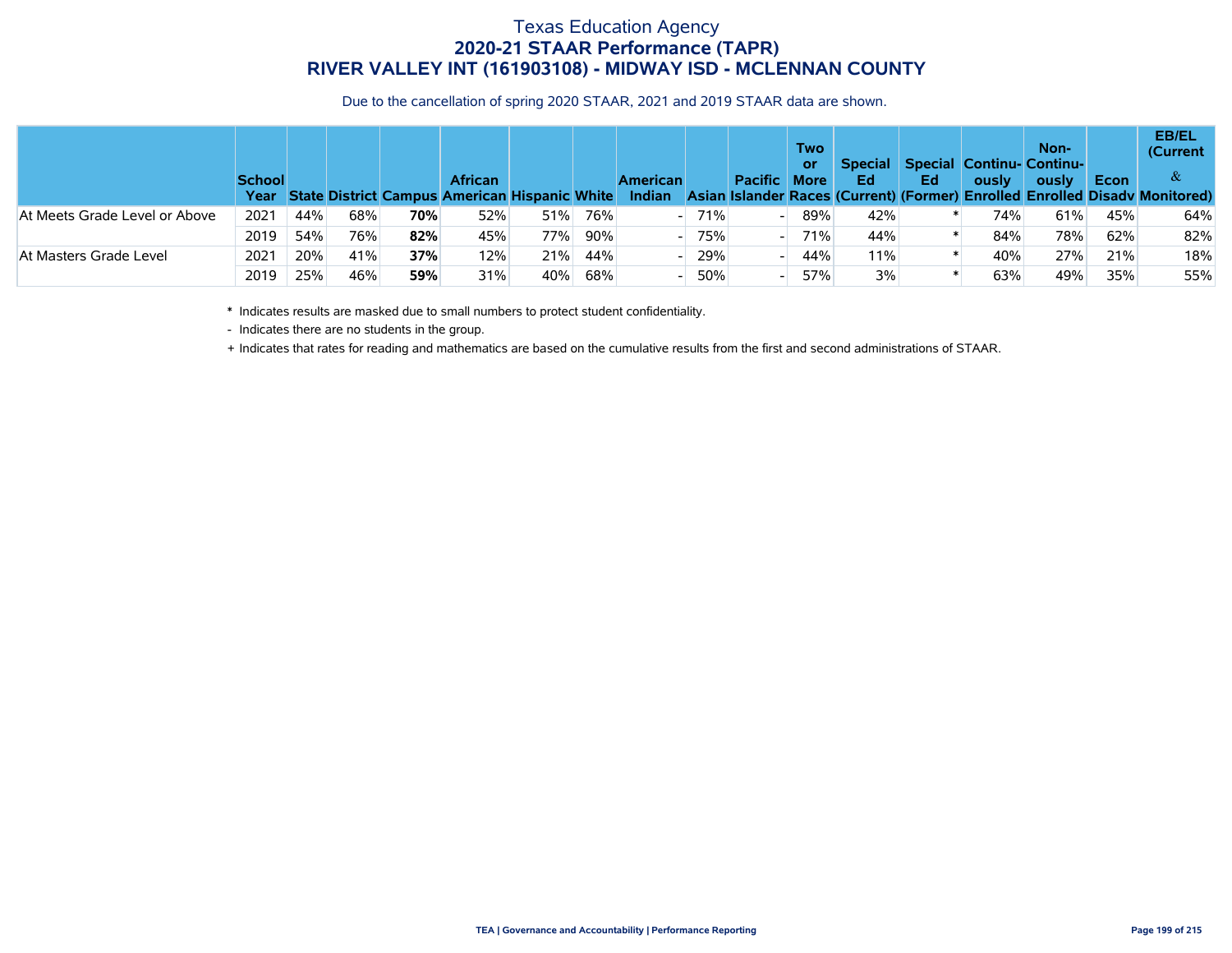# Texas Education Agency
## 2020-21 STAAR Performance (TAPR)
## RIVER VALLEY INT (161903108) - MIDWAY ISD - MCLENNAN COUNTY

Due to the cancellation of spring 2020 STAAR, 2021 and 2019 STAAR data are shown.

| | School Year | State | District | Campus | African American | Hispanic | White | American Indian | Asian | Pacific Islander | Two or More Races | Special Ed (Current) | Special Ed (Former) | Continu-ously Enrolled | Non-Continu-ously Enrolled | Econ Disadv | EB/EL (Current & Monitored) |
|---|---|---|---|---|---|---|---|---|---|---|---|---|---|---|---|---|---|
| At Meets Grade Level or Above | 2021 | 44% | 68% | **70%** | 52% | 51% | 76% | - | 71% | - | 89% | 42% | * | 74% | 61% | 45% | 64% |
| | 2019 | 54% | 76% | **82%** | 45% | 77% | 90% | - | 75% | - | 71% | 44% | * | 84% | 78% | 62% | 82% |
| At Masters Grade Level | 2021 | 20% | 41% | **37%** | 12% | 21% | 44% | - | 29% | - | 44% | 11% | * | 40% | 27% | 21% | 18% |
| | 2019 | 25% | 46% | **59%** | 31% | 40% | 68% | - | 50% | - | 57% | 3% | * | 63% | 49% | 35% | 55% |

\* Indicates results are masked due to small numbers to protect student confidentiality.

\- Indicates there are no students in the group.

\+ Indicates that rates for reading and mathematics are based on the cumulative results from the first and second administrations of STAAR.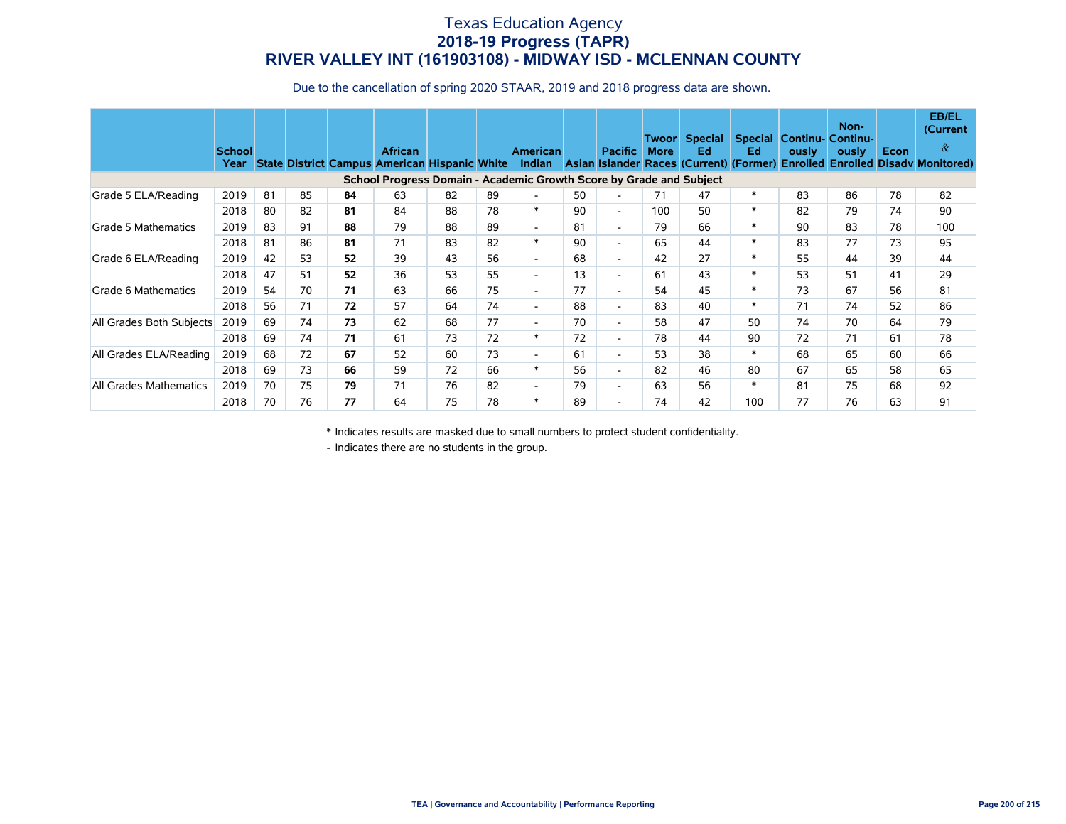# Texas Education Agency
## 2018-19 Progress (TAPR)
## RIVER VALLEY INT (161903108) - MIDWAY ISD - MCLENNAN COUNTY

Due to the cancellation of spring 2020 STAAR, 2019 and 2018 progress data are shown.

| | School Year | State | District | Campus | African American | Hispanic | White | American Indian | Asian | Pacific Islander | Twoor More Races | Special Ed (Current) | Special Ed (Former) | Continu-ously Enrolled | Non-Continu-ously Enrolled | Econ Disadv | EB/EL (Current & Monitored) |
|---|---|---|---|---|---|---|---|---|---|---|---|---|---|---|---|---|---|
| **School Progress Domain - Academic Growth Score by Grade and Subject** | | | | | | | | | | | | | | | | | |
| Grade 5 ELA/Reading | 2019 | 81 | 85 | **84** | 63 | 82 | 89 | - | 50 | - | 71 | 47 | * | 83 | 86 | 78 | 82 |
| | 2018 | 80 | 82 | **81** | 84 | 88 | 78 | * | 90 | - | 100 | 50 | * | 82 | 79 | 74 | 90 |
| Grade 5 Mathematics | 2019 | 83 | 91 | **88** | 79 | 88 | 89 | - | 81 | - | 79 | 66 | * | 90 | 83 | 78 | 100 |
| | 2018 | 81 | 86 | **81** | 71 | 83 | 82 | * | 90 | - | 65 | 44 | * | 83 | 77 | 73 | 95 |
| Grade 6 ELA/Reading | 2019 | 42 | 53 | **52** | 39 | 43 | 56 | - | 68 | - | 42 | 27 | * | 55 | 44 | 39 | 44 |
| | 2018 | 47 | 51 | **52** | 36 | 53 | 55 | - | 13 | - | 61 | 43 | * | 53 | 51 | 41 | 29 |
| Grade 6 Mathematics | 2019 | 54 | 70 | **71** | 63 | 66 | 75 | - | 77 | - | 54 | 45 | * | 73 | 67 | 56 | 81 |
| | 2018 | 56 | 71 | **72** | 57 | 64 | 74 | - | 88 | - | 83 | 40 | * | 71 | 74 | 52 | 86 |
| All Grades Both Subjects | 2019 | 69 | 74 | **73** | 62 | 68 | 77 | - | 70 | - | 58 | 47 | 50 | 74 | 70 | 64 | 79 |
| | 2018 | 69 | 74 | **71** | 61 | 73 | 72 | * | 72 | - | 78 | 44 | 90 | 72 | 71 | 61 | 78 |
| All Grades ELA/Reading | 2019 | 68 | 72 | **67** | 52 | 60 | 73 | - | 61 | - | 53 | 38 | * | 68 | 65 | 60 | 66 |
| | 2018 | 69 | 73 | **66** | 59 | 72 | 66 | * | 56 | - | 82 | 46 | 80 | 67 | 65 | 58 | 65 |
| All Grades Mathematics | 2019 | 70 | 75 | **79** | 71 | 76 | 82 | - | 79 | - | 63 | 56 | * | 81 | 75 | 68 | 92 |
| | 2018 | 70 | 76 | **77** | 64 | 75 | 78 | * | 89 | - | 74 | 42 | 100 | 77 | 76 | 63 | 91 |

\* Indicates results are masked due to small numbers to protect student confidentiality.

\- Indicates there are no students in the group.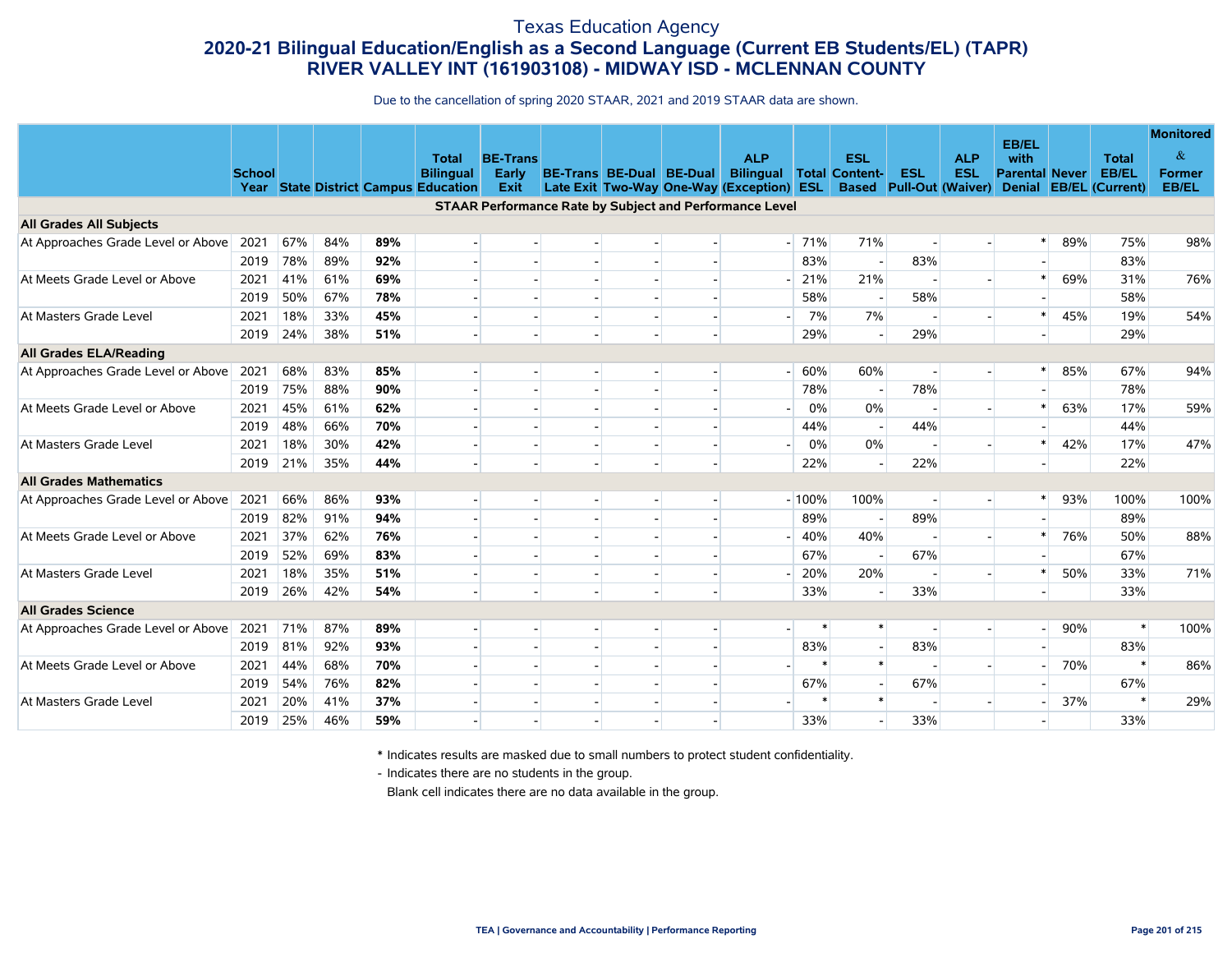# Texas Education Agency

## 2020-21 Bilingual Education/English as a Second Language (Current EB Students/EL) (TAPR)

## RIVER VALLEY INT (161903108) - MIDWAY ISD - MCLENNAN COUNTY

Due to the cancellation of spring 2020 STAAR, 2021 and 2019 STAAR data are shown.

| | School Year | State | District | Campus | Total Bilingual Education | BE-Trans Early Exit | BE-Trans Late Exit | BE-Dual Two-Way | BE-Dual One-Way | ALP Bilingual (Exception) | Total ESL | ESL Content-Based | ESL Pull-Out | ALP ESL (Waiver) | EB/EL with Parental Denial | Never EB/EL | Total EB/EL (Current) | Monitored & Former EB/EL |
|---|---|---|---|---|---|---|---|---|---|---|---|---|---|---|---|---|---|---|
| **STAAR Performance Rate by Subject and Performance Level** | | | | | | | | | | | | | | | | | | |
| **All Grades All Subjects** | | | | | | | | | | | | | | | | | | |
| At Approaches Grade Level or Above | 2021 | 67% | 84% | **89%** | - | - | - | - | - | - | 71% | 71% | - | - | * | 89% | 75% | 98% |
| | 2019 | 78% | 89% | **92%** | - | - | - | - | - | | 83% | - | 83% | | - | | 83% | |
| At Meets Grade Level or Above | 2021 | 41% | 61% | **69%** | - | - | - | - | - | - | 21% | 21% | - | - | * | 69% | 31% | 76% |
| | 2019 | 50% | 67% | **78%** | - | - | - | - | - | | 58% | - | 58% | | - | | 58% | |
| At Masters Grade Level | 2021 | 18% | 33% | **45%** | - | - | - | - | - | - | 7% | 7% | - | - | * | 45% | 19% | 54% |
| | 2019 | 24% | 38% | **51%** | - | - | - | - | - | | 29% | - | 29% | | - | | 29% | |
| **All Grades ELA/Reading** | | | | | | | | | | | | | | | | | | |
| At Approaches Grade Level or Above | 2021 | 68% | 83% | **85%** | - | - | - | - | - | - | 60% | 60% | - | - | * | 85% | 67% | 94% |
| | 2019 | 75% | 88% | **90%** | - | - | - | - | - | | 78% | - | 78% | | - | | 78% | |
| At Meets Grade Level or Above | 2021 | 45% | 61% | **62%** | - | - | - | - | - | - | 0% | 0% | - | - | * | 63% | 17% | 59% |
| | 2019 | 48% | 66% | **70%** | - | - | - | - | - | | 44% | - | 44% | | - | | 44% | |
| At Masters Grade Level | 2021 | 18% | 30% | **42%** | - | - | - | - | - | - | 0% | 0% | - | - | * | 42% | 17% | 47% |
| | 2019 | 21% | 35% | **44%** | - | - | - | - | - | | 22% | - | 22% | | - | | 22% | |
| **All Grades Mathematics** | | | | | | | | | | | | | | | | | | |
| At Approaches Grade Level or Above | 2021 | 66% | 86% | **93%** | - | - | - | - | - | - | 100% | 100% | - | - | * | 93% | 100% | 100% |
| | 2019 | 82% | 91% | **94%** | - | - | - | - | - | | 89% | - | 89% | | - | | 89% | |
| At Meets Grade Level or Above | 2021 | 37% | 62% | **76%** | - | - | - | - | - | - | 40% | 40% | - | - | * | 76% | 50% | 88% |
| | 2019 | 52% | 69% | **83%** | - | - | - | - | - | | 67% | - | 67% | | - | | 67% | |
| At Masters Grade Level | 2021 | 18% | 35% | **51%** | - | - | - | - | - | - | 20% | 20% | - | - | * | 50% | 33% | 71% |
| | 2019 | 26% | 42% | **54%** | - | - | - | - | - | | 33% | - | 33% | | - | | 33% | |
| **All Grades Science** | | | | | | | | | | | | | | | | | | |
| At Approaches Grade Level or Above | 2021 | 71% | 87% | **89%** | - | - | - | - | - | - | * | * | - | - | - | 90% | * | 100% |
| | 2019 | 81% | 92% | **93%** | - | - | - | - | - | | 83% | - | 83% | | - | | 83% | |
| At Meets Grade Level or Above | 2021 | 44% | 68% | **70%** | - | - | - | - | - | - | * | * | - | - | - | 70% | * | 86% |
| | 2019 | 54% | 76% | **82%** | - | - | - | - | - | | 67% | - | 67% | | - | | 67% | |
| At Masters Grade Level | 2021 | 20% | 41% | **37%** | - | - | - | - | - | - | * | * | - | - | - | 37% | * | 29% |
| | 2019 | 25% | 46% | **59%** | - | - | - | - | - | | 33% | - | 33% | | - | | 33% | |

\* Indicates results are masked due to small numbers to protect student confidentiality.

\- Indicates there are no students in the group.

Blank cell indicates there are no data available in the group.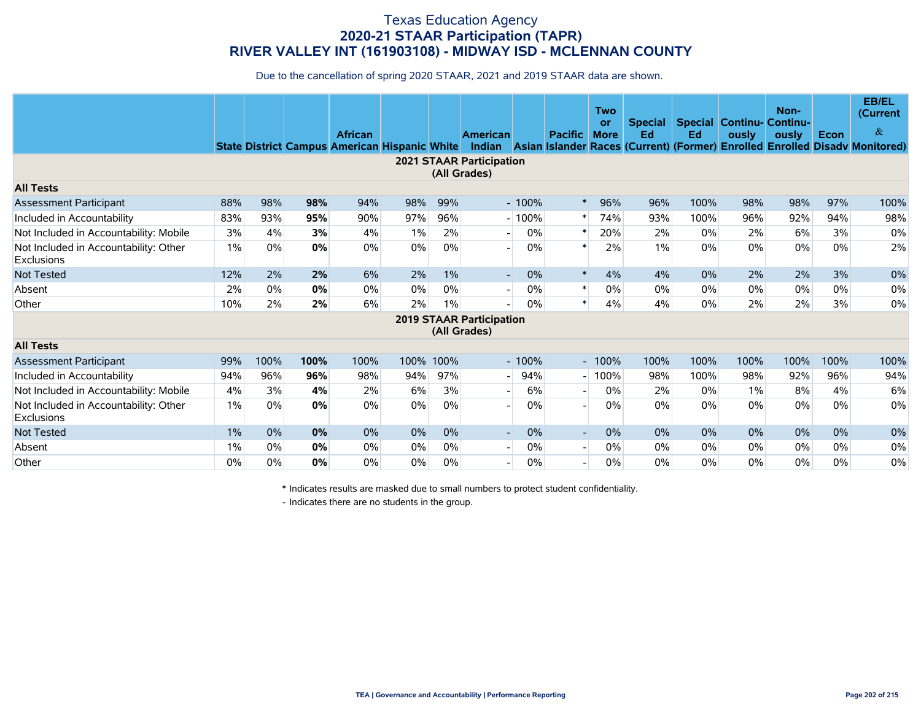# Texas Education Agency
## 2020-21 STAAR Participation (TAPR)
## RIVER VALLEY INT (161903108) - MIDWAY ISD - MCLENNAN COUNTY

Due to the cancellation of spring 2020 STAAR, 2021 and 2019 STAAR data are shown.

| | State | District | Campus | African American | Hispanic | White | American Indian | Asian | Pacific Islander | Two or More Races | Special Ed (Current) | Special Ed (Former) | Continuously Enrolled | Non-Continuously Enrolled | Econ Disadv | EB/EL (Current & Monitored) |
|---|---|---|---|---|---|---|---|---|---|---|---|---|---|---|---|---|
| **2021 STAAR Participation (All Grades)** | | | | | | | | | | | | | | | | |
| **All Tests** | | | | | | | | | | | | | | | | |
| Assessment Participant | 88% | 98% | **98%** | 94% | 98% | 99% | - | 100% | * | 96% | 96% | 100% | 98% | 98% | 97% | 100% |
| Included in Accountability | 83% | 93% | **95%** | 90% | 97% | 96% | - | 100% | * | 74% | 93% | 100% | 96% | 92% | 94% | 98% |
| Not Included in Accountability: Mobile | 3% | 4% | **3%** | 4% | 1% | 2% | - | 0% | * | 20% | 2% | 0% | 2% | 6% | 3% | 0% |
| Not Included in Accountability: Other Exclusions | 1% | 0% | **0%** | 0% | 0% | 0% | - | 0% | * | 2% | 1% | 0% | 0% | 0% | 0% | 2% |
| Not Tested | 12% | 2% | **2%** | 6% | 2% | 1% | - | 0% | * | 4% | 4% | 0% | 2% | 2% | 3% | 0% |
| Absent | 2% | 0% | **0%** | 0% | 0% | 0% | - | 0% | * | 0% | 0% | 0% | 0% | 0% | 0% | 0% |
| Other | 10% | 2% | **2%** | 6% | 2% | 1% | - | 0% | * | 4% | 4% | 0% | 2% | 2% | 3% | 0% |
| **2019 STAAR Participation (All Grades)** | | | | | | | | | | | | | | | | |
| **All Tests** | | | | | | | | | | | | | | | | |
| Assessment Participant | 99% | 100% | **100%** | 100% | 100% | 100% | - | 100% | - | 100% | 100% | 100% | 100% | 100% | 100% | 100% |
| Included in Accountability | 94% | 96% | **96%** | 98% | 94% | 97% | - | 94% | - | 100% | 98% | 100% | 98% | 92% | 96% | 94% |
| Not Included in Accountability: Mobile | 4% | 3% | **4%** | 2% | 6% | 3% | - | 6% | - | 0% | 2% | 0% | 1% | 8% | 4% | 6% |
| Not Included in Accountability: Other Exclusions | 1% | 0% | **0%** | 0% | 0% | 0% | - | 0% | - | 0% | 0% | 0% | 0% | 0% | 0% | 0% |
| Not Tested | 1% | 0% | **0%** | 0% | 0% | 0% | - | 0% | - | 0% | 0% | 0% | 0% | 0% | 0% | 0% |
| Absent | 1% | 0% | **0%** | 0% | 0% | 0% | - | 0% | - | 0% | 0% | 0% | 0% | 0% | 0% | 0% |
| Other | 0% | 0% | **0%** | 0% | 0% | 0% | - | 0% | - | 0% | 0% | 0% | 0% | 0% | 0% | 0% |

\* Indicates results are masked due to small numbers to protect student confidentiality.

\- Indicates there are no students in the group.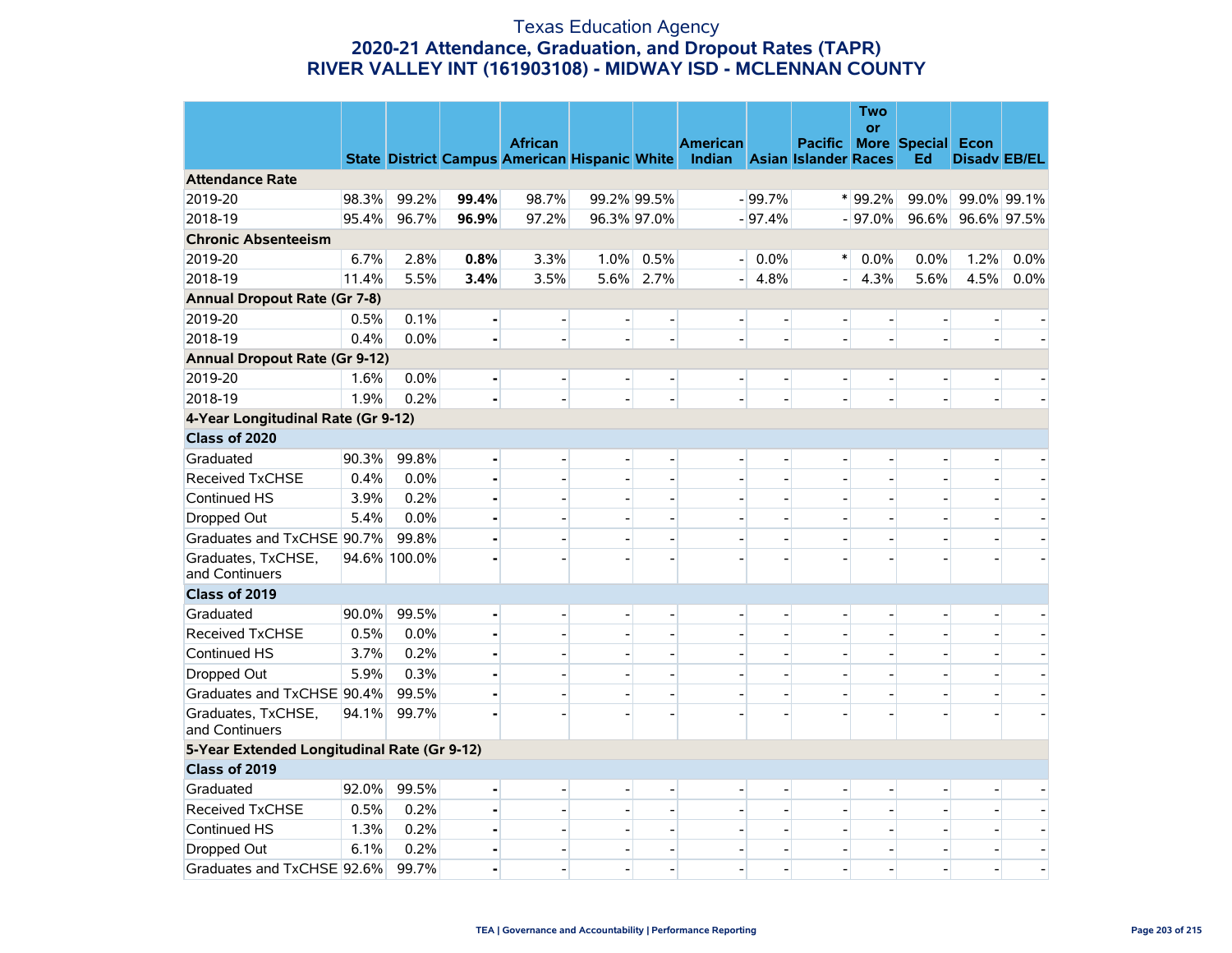# Texas Education Agency
## 2020-21 Attendance, Graduation, and Dropout Rates (TAPR)
## RIVER VALLEY INT (161903108) - MIDWAY ISD - MCLENNAN COUNTY

| | State | District | Campus | African American | Hispanic | White | American Indian | Asian | Pacific Islander | Two or More Races | Special Ed | Econ Disadv | EB/EL |
|---|---|---|---|---|---|---|---|---|---|---|---|---|---|
| **Attendance Rate** | | | | | | | | | | | | | |
| 2019-20 | 98.3% | 99.2% | **99.4%** | 98.7% | 99.2% | 99.5% | - | 99.7% | * | 99.2% | 99.0% | 99.0% | 99.1% |
| 2018-19 | 95.4% | 96.7% | **96.9%** | 97.2% | 96.3% | 97.0% | - | 97.4% | - | 97.0% | 96.6% | 96.6% | 97.5% |
| **Chronic Absenteeism** | | | | | | | | | | | | | |
| 2019-20 | 6.7% | 2.8% | **0.8%** | 3.3% | 1.0% | 0.5% | - | 0.0% | * | 0.0% | 0.0% | 1.2% | 0.0% |
| 2018-19 | 11.4% | 5.5% | **3.4%** | 3.5% | 5.6% | 2.7% | - | 4.8% | - | 4.3% | 5.6% | 4.5% | 0.0% |
| **Annual Dropout Rate (Gr 7-8)** | | | | | | | | | | | | | |
| 2019-20 | 0.5% | 0.1% | **-** | - | - | - | - | - | - | - | - | - | - |
| 2018-19 | 0.4% | 0.0% | **-** | - | - | - | - | - | - | - | - | - | - |
| **Annual Dropout Rate (Gr 9-12)** | | | | | | | | | | | | | |
| 2019-20 | 1.6% | 0.0% | **-** | - | - | - | - | - | - | - | - | - | - |
| 2018-19 | 1.9% | 0.2% | **-** | - | - | - | - | - | - | - | - | - | - |
| **4-Year Longitudinal Rate (Gr 9-12)** | | | | | | | | | | | | | |
| **Class of 2020** | | | | | | | | | | | | | |
| Graduated | 90.3% | 99.8% | **-** | - | - | - | - | - | - | - | - | - | - |
| Received TxCHSE | 0.4% | 0.0% | **-** | - | - | - | - | - | - | - | - | - | - |
| Continued HS | 3.9% | 0.2% | **-** | - | - | - | - | - | - | - | - | - | - |
| Dropped Out | 5.4% | 0.0% | **-** | - | - | - | - | - | - | - | - | - | - |
| Graduates and TxCHSE | 90.7% | 99.8% | **-** | - | - | - | - | - | - | - | - | - | - |
| Graduates, TxCHSE, and Continuers | 94.6% | 100.0% | **-** | - | - | - | - | - | - | - | - | - | - |
| **Class of 2019** | | | | | | | | | | | | | |
| Graduated | 90.0% | 99.5% | **-** | - | - | - | - | - | - | - | - | - | - |
| Received TxCHSE | 0.5% | 0.0% | **-** | - | - | - | - | - | - | - | - | - | - |
| Continued HS | 3.7% | 0.2% | **-** | - | - | - | - | - | - | - | - | - | - |
| Dropped Out | 5.9% | 0.3% | **-** | - | - | - | - | - | - | - | - | - | - |
| Graduates and TxCHSE | 90.4% | 99.5% | **-** | - | - | - | - | - | - | - | - | - | - |
| Graduates, TxCHSE, and Continuers | 94.1% | 99.7% | **-** | - | - | - | - | - | - | - | - | - | - |
| **5-Year Extended Longitudinal Rate (Gr 9-12)** | | | | | | | | | | | | | |
| **Class of 2019** | | | | | | | | | | | | | |
| Graduated | 92.0% | 99.5% | **-** | - | - | - | - | - | - | - | - | - | - |
| Received TxCHSE | 0.5% | 0.2% | **-** | - | - | - | - | - | - | - | - | - | - |
| Continued HS | 1.3% | 0.2% | **-** | - | - | - | - | - | - | - | - | - | - |
| Dropped Out | 6.1% | 0.2% | **-** | - | - | - | - | - | - | - | - | - | - |
| Graduates and TxCHSE | 92.6% | 99.7% | **-** | - | - | - | - | - | - | - | - | - | - |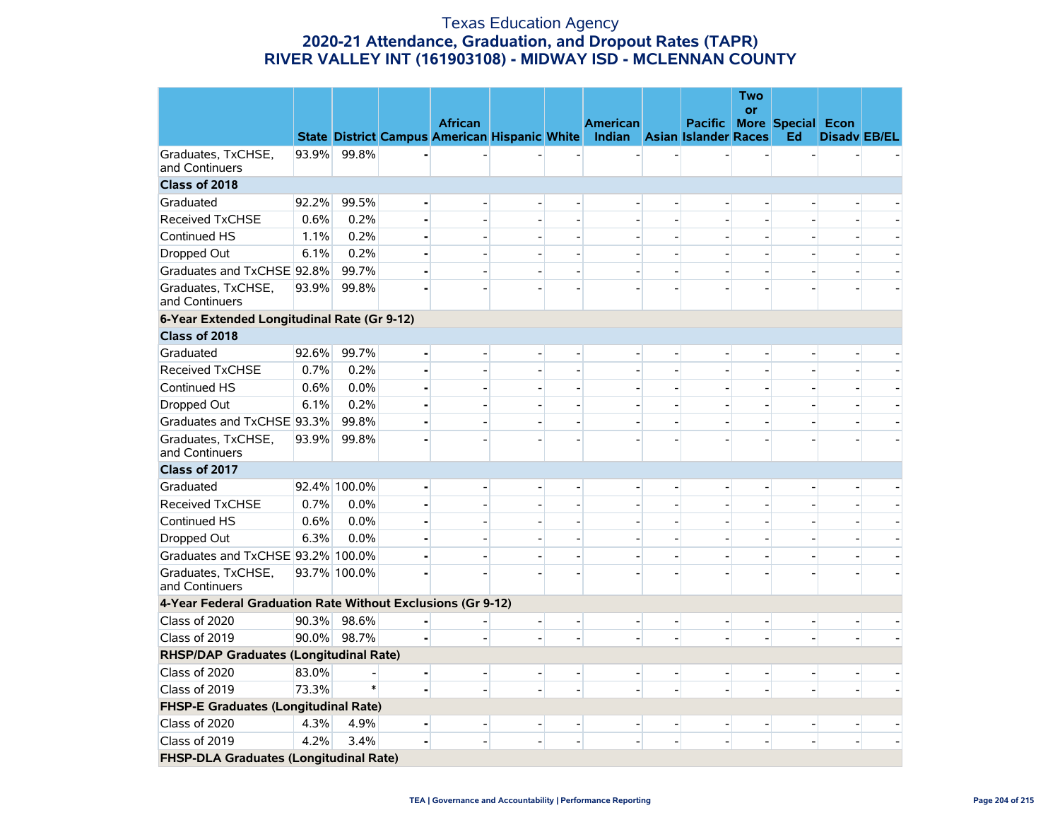# Texas Education Agency

## 2020-21 Attendance, Graduation, and Dropout Rates (TAPR)

## RIVER VALLEY INT (161903108) - MIDWAY ISD - MCLENNAN COUNTY

| | State | District | Campus | African American | Hispanic | White | American Indian | Asian | Pacific Islander | Two or More Races | Special Ed | Econ Disadv | EB/EL |
|---|---|---|---|---|---|---|---|---|---|---|---|---|---|
| Graduates, TxCHSE, and Continuers | 93.9% | 99.8% | - | - | - | - | - | - | - | - | - | - | - |
| **Class of 2018** | | | | | | | | | | | | | |
| Graduated | 92.2% | 99.5% | - | - | - | - | - | - | - | - | - | - | - |
| Received TxCHSE | 0.6% | 0.2% | - | - | - | - | - | - | - | - | - | - | - |
| Continued HS | 1.1% | 0.2% | - | - | - | - | - | - | - | - | - | - | - |
| Dropped Out | 6.1% | 0.2% | - | - | - | - | - | - | - | - | - | - | - |
| Graduates and TxCHSE | 92.8% | 99.7% | - | - | - | - | - | - | - | - | - | - | - |
| Graduates, TxCHSE, and Continuers | 93.9% | 99.8% | - | - | - | - | - | - | - | - | - | - | - |
| **6-Year Extended Longitudinal Rate (Gr 9-12)** | | | | | | | | | | | | | |
| **Class of 2018** | | | | | | | | | | | | | |
| Graduated | 92.6% | 99.7% | - | - | - | - | - | - | - | - | - | - | - |
| Received TxCHSE | 0.7% | 0.2% | - | - | - | - | - | - | - | - | - | - | - |
| Continued HS | 0.6% | 0.0% | - | - | - | - | - | - | - | - | - | - | - |
| Dropped Out | 6.1% | 0.2% | - | - | - | - | - | - | - | - | - | - | - |
| Graduates and TxCHSE | 93.3% | 99.8% | - | - | - | - | - | - | - | - | - | - | - |
| Graduates, TxCHSE, and Continuers | 93.9% | 99.8% | - | - | - | - | - | - | - | - | - | - | - |
| **Class of 2017** | | | | | | | | | | | | | |
| Graduated | 92.4% | 100.0% | - | - | - | - | - | - | - | - | - | - | - |
| Received TxCHSE | 0.7% | 0.0% | - | - | - | - | - | - | - | - | - | - | - |
| Continued HS | 0.6% | 0.0% | - | - | - | - | - | - | - | - | - | - | - |
| Dropped Out | 6.3% | 0.0% | - | - | - | - | - | - | - | - | - | - | - |
| Graduates and TxCHSE | 93.2% | 100.0% | - | - | - | - | - | - | - | - | - | - | - |
| Graduates, TxCHSE, and Continuers | 93.7% | 100.0% | - | - | - | - | - | - | - | - | - | - | - |
| **4-Year Federal Graduation Rate Without Exclusions (Gr 9-12)** | | | | | | | | | | | | | |
| Class of 2020 | 90.3% | 98.6% | - | - | - | - | - | - | - | - | - | - | - |
| Class of 2019 | 90.0% | 98.7% | - | - | - | - | - | - | - | - | - | - | - |
| **RHSP/DAP Graduates (Longitudinal Rate)** | | | | | | | | | | | | | |
| Class of 2020 | 83.0% | - | - | - | - | - | - | - | - | - | - | - | - |
| Class of 2019 | 73.3% | * | - | - | - | - | - | - | - | - | - | - | - |
| **FHSP-E Graduates (Longitudinal Rate)** | | | | | | | | | | | | | |
| Class of 2020 | 4.3% | 4.9% | - | - | - | - | - | - | - | - | - | - | - |
| Class of 2019 | 4.2% | 3.4% | - | - | - | - | - | - | - | - | - | - | - |
| **FHSP-DLA Graduates (Longitudinal Rate)** | | | | | | | | | | | | | |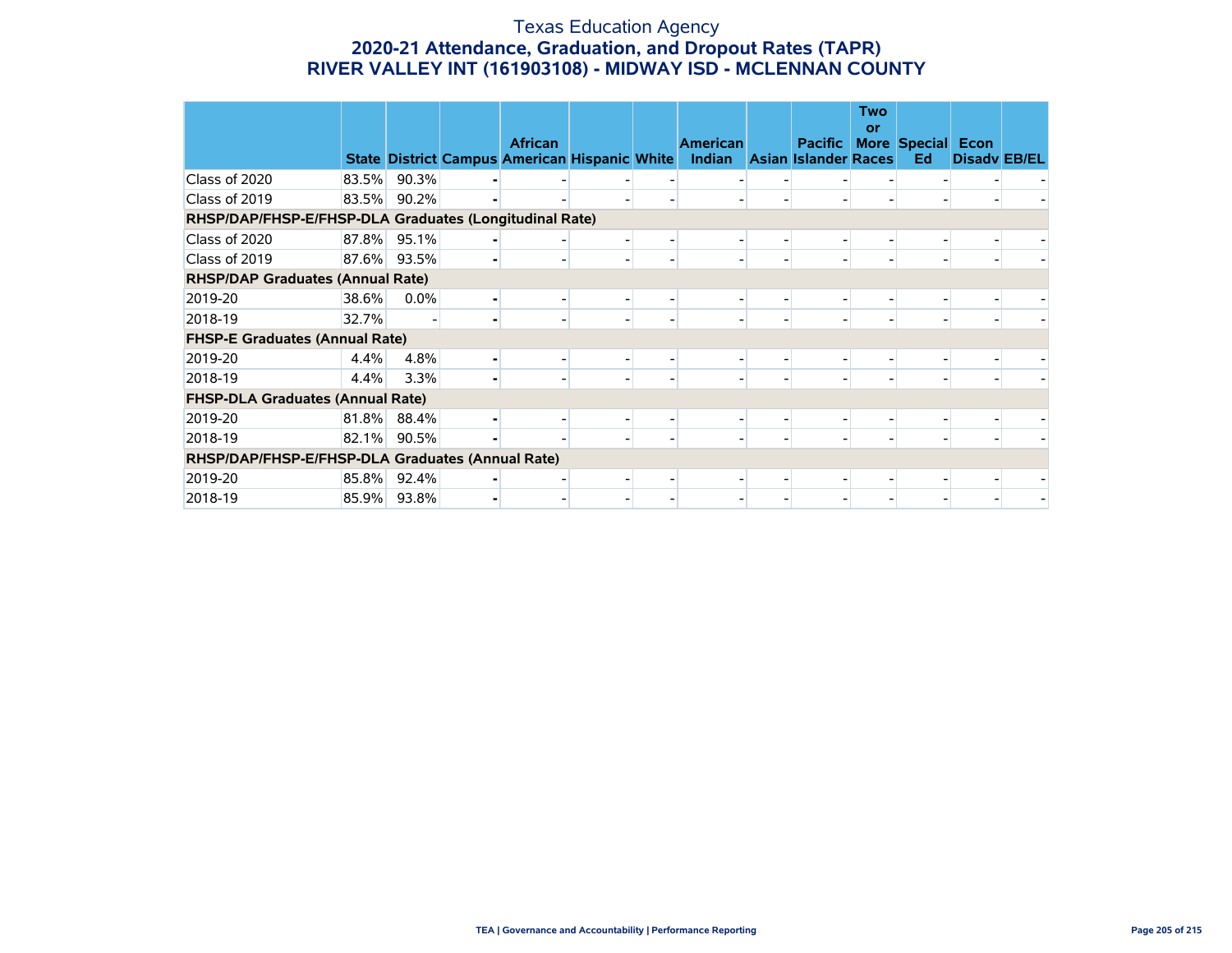# Texas Education Agency

## 2020-21 Attendance, Graduation, and Dropout Rates (TAPR)

## RIVER VALLEY INT (161903108) - MIDWAY ISD - MCLENNAN COUNTY

| | State | District | Campus | African American | Hispanic | White | American Indian | Asian | Pacific Islander | Two or More Races | Special Ed | Econ Disadv | EB/EL |
|---|---|---|---|---|---|---|---|---|---|---|---|---|---|
| Class of 2020 | 83.5% | 90.3% | - | - | - | - | - | - | - | - | - | - | - |
| Class of 2019 | 83.5% | 90.2% | - | - | - | - | - | - | - | - | - | - | - |
| **RHSP/DAP/FHSP-E/FHSP-DLA Graduates (Longitudinal Rate)** | | | | | | | | | | | | | |
| Class of 2020 | 87.8% | 95.1% | - | - | - | - | - | - | - | - | - | - | - |
| Class of 2019 | 87.6% | 93.5% | - | - | - | - | - | - | - | - | - | - | - |
| **RHSP/DAP Graduates (Annual Rate)** | | | | | | | | | | | | | |
| 2019-20 | 38.6% | 0.0% | - | - | - | - | - | - | - | - | - | - | - |
| 2018-19 | 32.7% | - | - | - | - | - | - | - | - | - | - | - | - |
| **FHSP-E Graduates (Annual Rate)** | | | | | | | | | | | | | |
| 2019-20 | 4.4% | 4.8% | - | - | - | - | - | - | - | - | - | - | - |
| 2018-19 | 4.4% | 3.3% | - | - | - | - | - | - | - | - | - | - | - |
| **FHSP-DLA Graduates (Annual Rate)** | | | | | | | | | | | | | |
| 2019-20 | 81.8% | 88.4% | - | - | - | - | - | - | - | - | - | - | - |
| 2018-19 | 82.1% | 90.5% | - | - | - | - | - | - | - | - | - | - | - |
| **RHSP/DAP/FHSP-E/FHSP-DLA Graduates (Annual Rate)** | | | | | | | | | | | | | |
| 2019-20 | 85.8% | 92.4% | - | - | - | - | - | - | - | - | - | - | - |
| 2018-19 | 85.9% | 93.8% | - | - | - | - | - | - | - | - | - | - | - |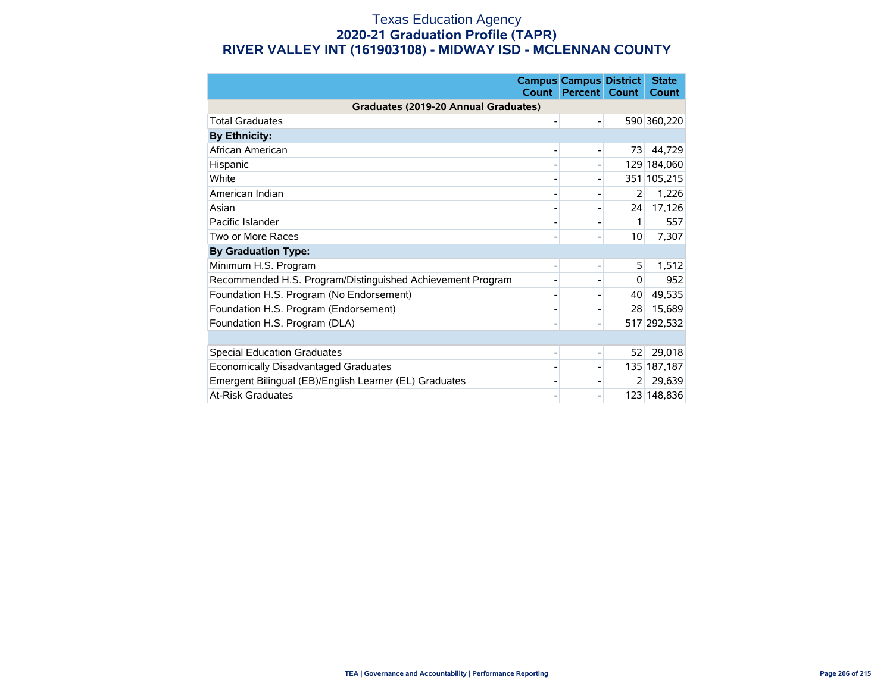# Texas Education Agency
## 2020-21 Graduation Profile (TAPR)
## RIVER VALLEY INT (161903108) - MIDWAY ISD - MCLENNAN COUNTY

| | Campus Count | Campus Percent | District Count | State Count |
|---|---|---|---|---|
| **Graduates (2019-20 Annual Graduates)** | | | | |
| Total Graduates | - | - | 590 | 360,220 |
| **By Ethnicity:** | | | | |
| African American | - | - | 73 | 44,729 |
| Hispanic | - | - | 129 | 184,060 |
| White | - | - | 351 | 105,215 |
| American Indian | - | - | 2 | 1,226 |
| Asian | - | - | 24 | 17,126 |
| Pacific Islander | - | - | 1 | 557 |
| Two or More Races | - | - | 10 | 7,307 |
| **By Graduation Type:** | | | | |
| Minimum H.S. Program | - | - | 5 | 1,512 |
| Recommended H.S. Program/Distinguished Achievement Program | - | - | 0 | 952 |
| Foundation H.S. Program (No Endorsement) | - | - | 40 | 49,535 |
| Foundation H.S. Program (Endorsement) | - | - | 28 | 15,689 |
| Foundation H.S. Program (DLA) | - | - | 517 | 292,532 |
| | | | | |
| Special Education Graduates | - | - | 52 | 29,018 |
| Economically Disadvantaged Graduates | - | - | 135 | 187,187 |
| Emergent Bilingual (EB)/English Learner (EL) Graduates | - | - | 2 | 29,639 |
| At-Risk Graduates | - | - | 123 | 148,836 |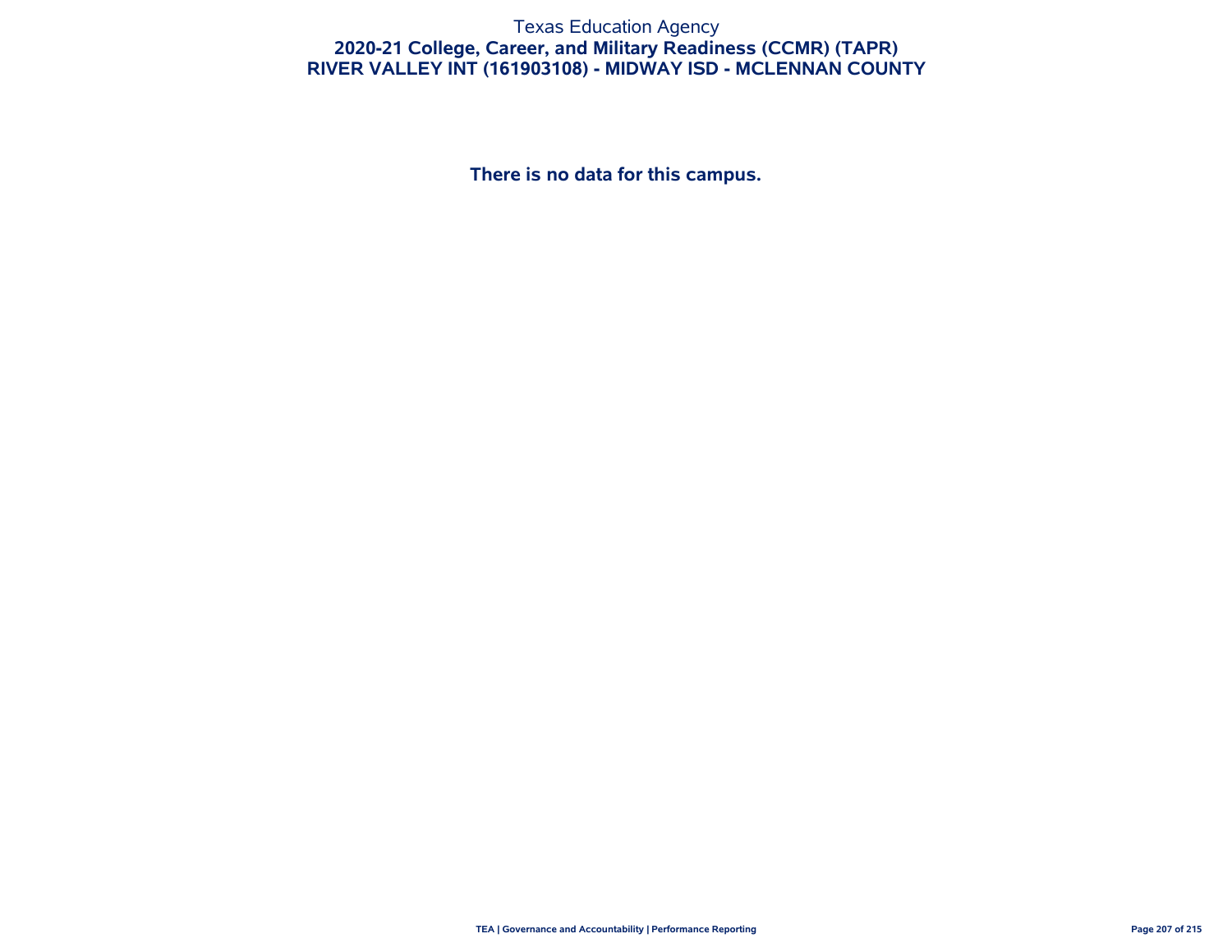Texas Education Agency

# 2020-21 College, Career, and Military Readiness (CCMR) (TAPR)

## RIVER VALLEY INT (161903108) - MIDWAY ISD - MCLENNAN COUNTY

**There is no data for this campus.**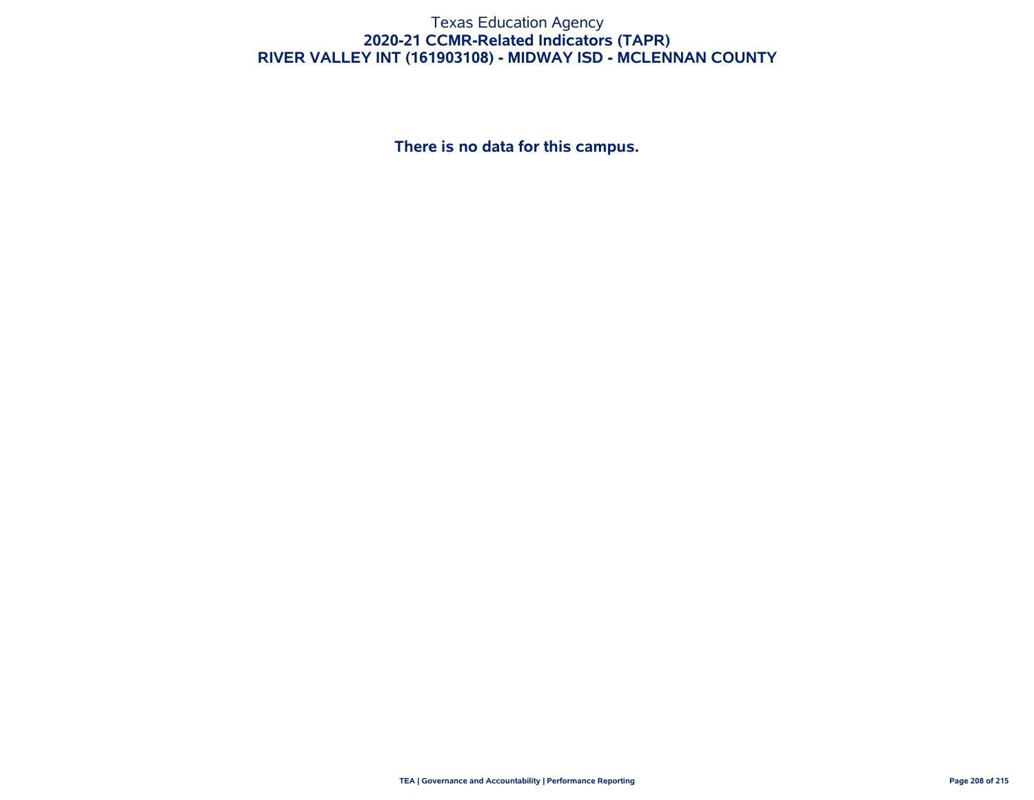Texas Education Agency

**2020-21 CCMR-Related Indicators (TAPR)**

**RIVER VALLEY INT (161903108) - MIDWAY ISD - MCLENNAN COUNTY**

**There is no data for this campus.**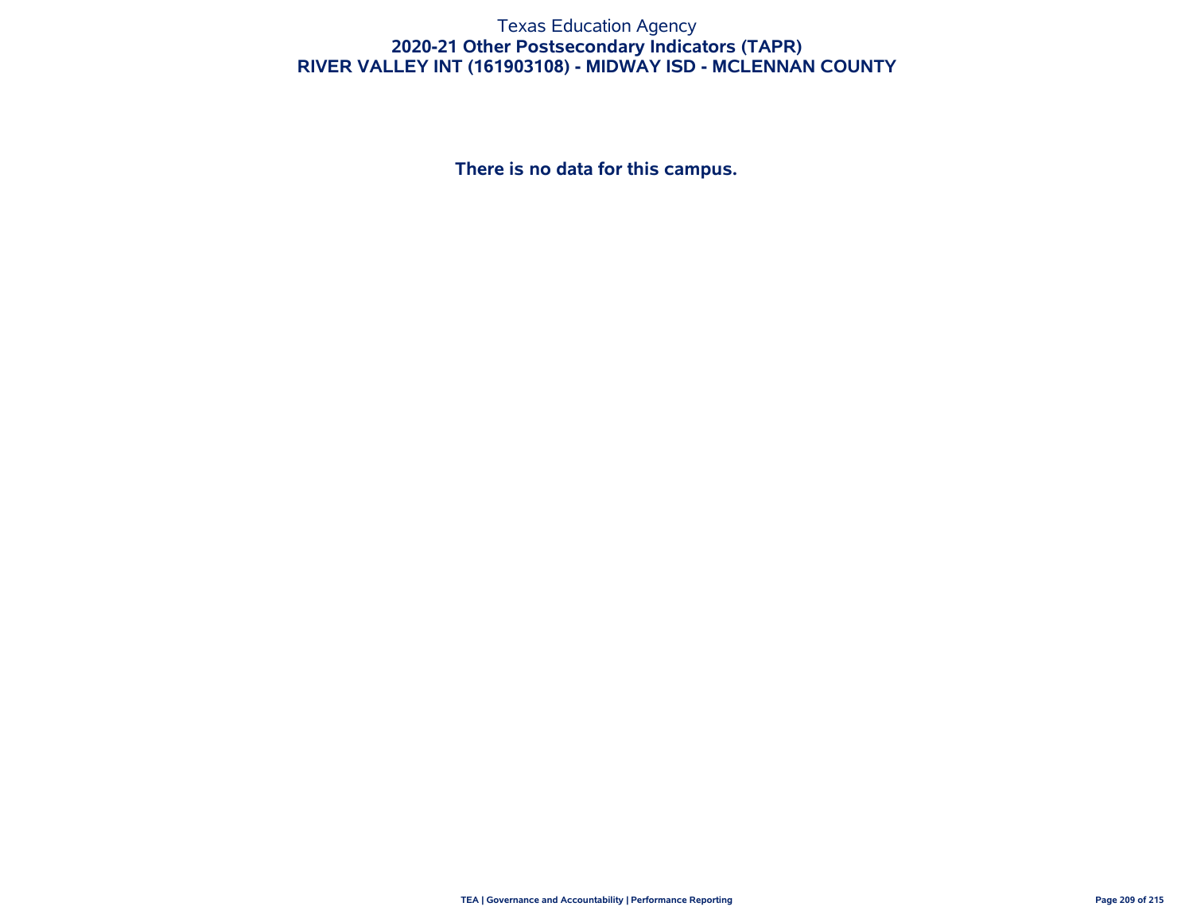Texas Education Agency

# 2020-21 Other Postsecondary Indicators (TAPR)

## RIVER VALLEY INT (161903108) - MIDWAY ISD - MCLENNAN COUNTY

**There is no data for this campus.**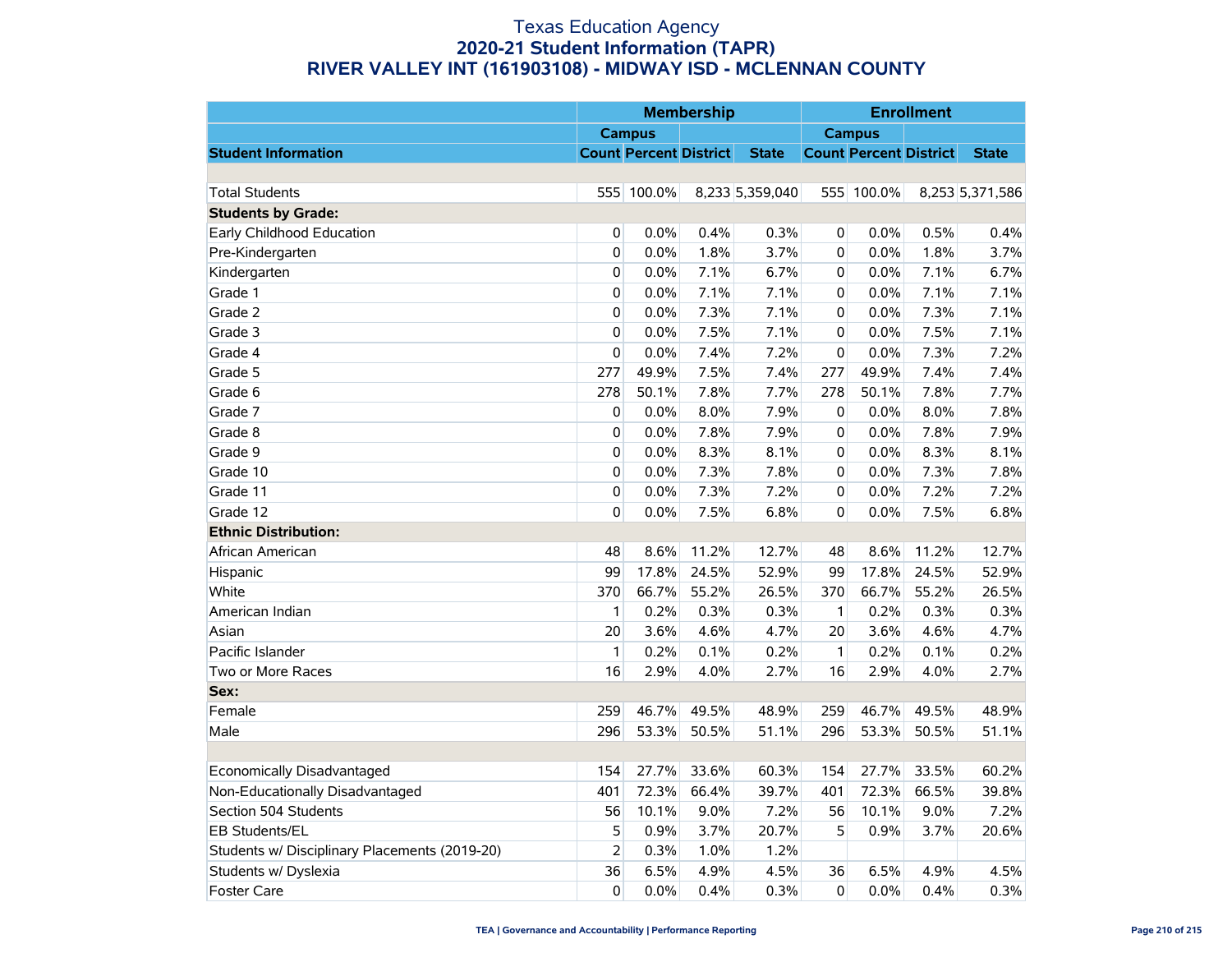# Texas Education Agency
## 2020-21 Student Information (TAPR)
## RIVER VALLEY INT (161903108) - MIDWAY ISD - MCLENNAN COUNTY

| | Membership | | | | Enrollment | | | |
|---|---|---|---|---|---|---|---|---|
| | Campus | | | | Campus | | | |
| **Student Information** | **Count** | **Percent** | **District** | **State** | **Count** | **Percent** | **District** | **State** |
| | | | | | | | | |
| Total Students | 555 | 100.0% | 8,233 | 5,359,040 | 555 | 100.0% | 8,253 | 5,371,586 |
| **Students by Grade:** | | | | | | | | |
| Early Childhood Education | 0 | 0.0% | 0.4% | 0.3% | 0 | 0.0% | 0.5% | 0.4% |
| Pre-Kindergarten | 0 | 0.0% | 1.8% | 3.7% | 0 | 0.0% | 1.8% | 3.7% |
| Kindergarten | 0 | 0.0% | 7.1% | 6.7% | 0 | 0.0% | 7.1% | 6.7% |
| Grade 1 | 0 | 0.0% | 7.1% | 7.1% | 0 | 0.0% | 7.1% | 7.1% |
| Grade 2 | 0 | 0.0% | 7.3% | 7.1% | 0 | 0.0% | 7.3% | 7.1% |
| Grade 3 | 0 | 0.0% | 7.5% | 7.1% | 0 | 0.0% | 7.5% | 7.1% |
| Grade 4 | 0 | 0.0% | 7.4% | 7.2% | 0 | 0.0% | 7.3% | 7.2% |
| Grade 5 | 277 | 49.9% | 7.5% | 7.4% | 277 | 49.9% | 7.4% | 7.4% |
| Grade 6 | 278 | 50.1% | 7.8% | 7.7% | 278 | 50.1% | 7.8% | 7.7% |
| Grade 7 | 0 | 0.0% | 8.0% | 7.9% | 0 | 0.0% | 8.0% | 7.8% |
| Grade 8 | 0 | 0.0% | 7.8% | 7.9% | 0 | 0.0% | 7.8% | 7.9% |
| Grade 9 | 0 | 0.0% | 8.3% | 8.1% | 0 | 0.0% | 8.3% | 8.1% |
| Grade 10 | 0 | 0.0% | 7.3% | 7.8% | 0 | 0.0% | 7.3% | 7.8% |
| Grade 11 | 0 | 0.0% | 7.3% | 7.2% | 0 | 0.0% | 7.2% | 7.2% |
| Grade 12 | 0 | 0.0% | 7.5% | 6.8% | 0 | 0.0% | 7.5% | 6.8% |
| **Ethnic Distribution:** | | | | | | | | |
| African American | 48 | 8.6% | 11.2% | 12.7% | 48 | 8.6% | 11.2% | 12.7% |
| Hispanic | 99 | 17.8% | 24.5% | 52.9% | 99 | 17.8% | 24.5% | 52.9% |
| White | 370 | 66.7% | 55.2% | 26.5% | 370 | 66.7% | 55.2% | 26.5% |
| American Indian | 1 | 0.2% | 0.3% | 0.3% | 1 | 0.2% | 0.3% | 0.3% |
| Asian | 20 | 3.6% | 4.6% | 4.7% | 20 | 3.6% | 4.6% | 4.7% |
| Pacific Islander | 1 | 0.2% | 0.1% | 0.2% | 1 | 0.2% | 0.1% | 0.2% |
| Two or More Races | 16 | 2.9% | 4.0% | 2.7% | 16 | 2.9% | 4.0% | 2.7% |
| **Sex:** | | | | | | | | |
| Female | 259 | 46.7% | 49.5% | 48.9% | 259 | 46.7% | 49.5% | 48.9% |
| Male | 296 | 53.3% | 50.5% | 51.1% | 296 | 53.3% | 50.5% | 51.1% |
| | | | | | | | | |
| Economically Disadvantaged | 154 | 27.7% | 33.6% | 60.3% | 154 | 27.7% | 33.5% | 60.2% |
| Non-Educationally Disadvantaged | 401 | 72.3% | 66.4% | 39.7% | 401 | 72.3% | 66.5% | 39.8% |
| Section 504 Students | 56 | 10.1% | 9.0% | 7.2% | 56 | 10.1% | 9.0% | 7.2% |
| EB Students/EL | 5 | 0.9% | 3.7% | 20.7% | 5 | 0.9% | 3.7% | 20.6% |
| Students w/ Disciplinary Placements (2019-20) | 2 | 0.3% | 1.0% | 1.2% | | | | |
| Students w/ Dyslexia | 36 | 6.5% | 4.9% | 4.5% | 36 | 6.5% | 4.9% | 4.5% |
| Foster Care | 0 | 0.0% | 0.4% | 0.3% | 0 | 0.0% | 0.4% | 0.3% |

TEA | Governance and Accountability | Performance Reporting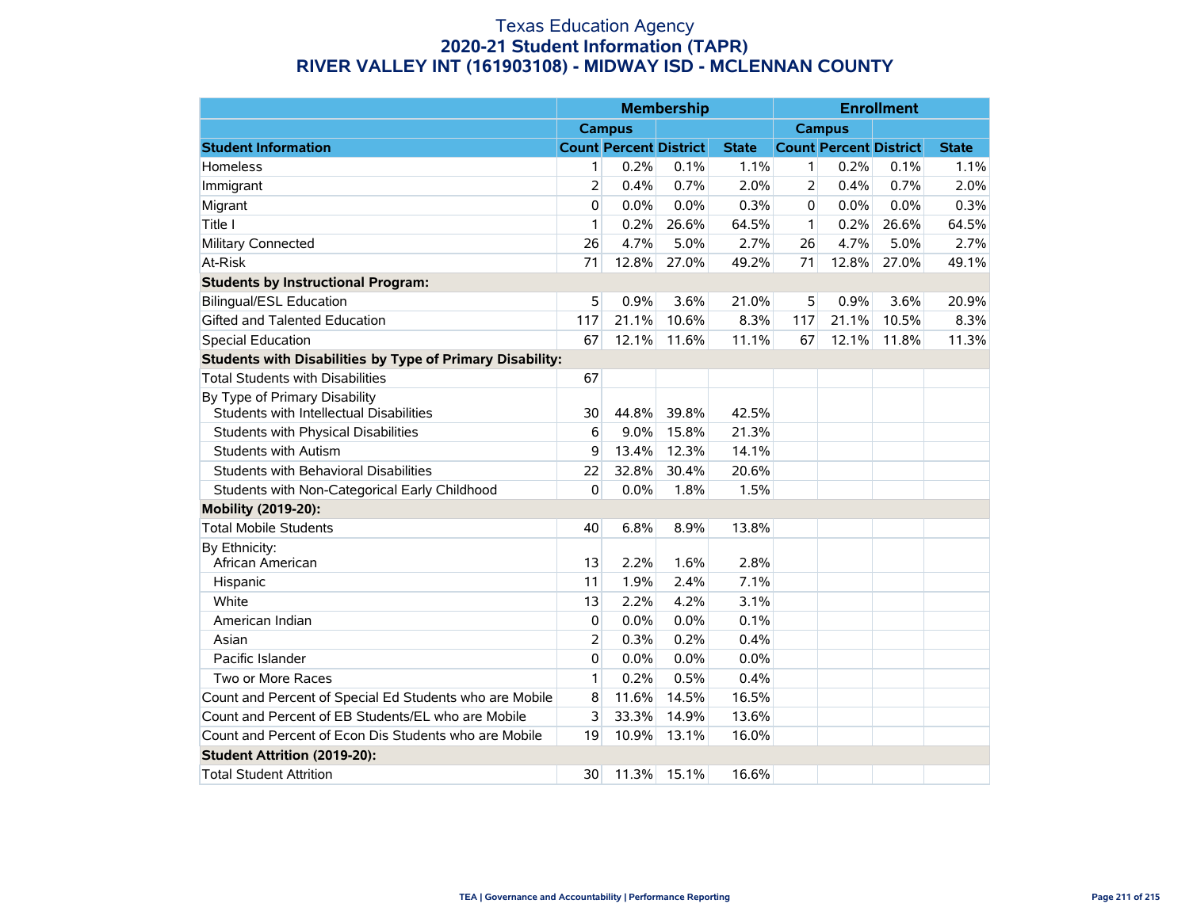# Texas Education Agency
## 2020-21 Student Information (TAPR)
## RIVER VALLEY INT (161903108) - MIDWAY ISD - MCLENNAN COUNTY

| | Membership | | | | Enrollment | | | |
|---|---|---|---|---|---|---|---|---|
| | Campus | | | | Campus | | | |
| **Student Information** | **Count** | **Percent** | **District** | **State** | **Count** | **Percent** | **District** | **State** |
| Homeless | 1 | 0.2% | 0.1% | 1.1% | 1 | 0.2% | 0.1% | 1.1% |
| Immigrant | 2 | 0.4% | 0.7% | 2.0% | 2 | 0.4% | 0.7% | 2.0% |
| Migrant | 0 | 0.0% | 0.0% | 0.3% | 0 | 0.0% | 0.0% | 0.3% |
| Title I | 1 | 0.2% | 26.6% | 64.5% | 1 | 0.2% | 26.6% | 64.5% |
| Military Connected | 26 | 4.7% | 5.0% | 2.7% | 26 | 4.7% | 5.0% | 2.7% |
| At-Risk | 71 | 12.8% | 27.0% | 49.2% | 71 | 12.8% | 27.0% | 49.1% |
| **Students by Instructional Program:** | | | | | | | | |
| Bilingual/ESL Education | 5 | 0.9% | 3.6% | 21.0% | 5 | 0.9% | 3.6% | 20.9% |
| Gifted and Talented Education | 117 | 21.1% | 10.6% | 8.3% | 117 | 21.1% | 10.5% | 8.3% |
| Special Education | 67 | 12.1% | 11.6% | 11.1% | 67 | 12.1% | 11.8% | 11.3% |
| **Students with Disabilities by Type of Primary Disability:** | | | | | | | | |
| Total Students with Disabilities | 67 | | | | | | | |
| By Type of Primary Disability<br>Students with Intellectual Disabilities | 30 | 44.8% | 39.8% | 42.5% | | | | |
| Students with Physical Disabilities | 6 | 9.0% | 15.8% | 21.3% | | | | |
| Students with Autism | 9 | 13.4% | 12.3% | 14.1% | | | | |
| Students with Behavioral Disabilities | 22 | 32.8% | 30.4% | 20.6% | | | | |
| Students with Non-Categorical Early Childhood | 0 | 0.0% | 1.8% | 1.5% | | | | |
| **Mobility (2019-20):** | | | | | | | | |
| Total Mobile Students | 40 | 6.8% | 8.9% | 13.8% | | | | |
| By Ethnicity:<br>African American | 13 | 2.2% | 1.6% | 2.8% | | | | |
| Hispanic | 11 | 1.9% | 2.4% | 7.1% | | | | |
| White | 13 | 2.2% | 4.2% | 3.1% | | | | |
| American Indian | 0 | 0.0% | 0.0% | 0.1% | | | | |
| Asian | 2 | 0.3% | 0.2% | 0.4% | | | | |
| Pacific Islander | 0 | 0.0% | 0.0% | 0.0% | | | | |
| Two or More Races | 1 | 0.2% | 0.5% | 0.4% | | | | |
| Count and Percent of Special Ed Students who are Mobile | 8 | 11.6% | 14.5% | 16.5% | | | | |
| Count and Percent of EB Students/EL who are Mobile | 3 | 33.3% | 14.9% | 13.6% | | | | |
| Count and Percent of Econ Dis Students who are Mobile | 19 | 10.9% | 13.1% | 16.0% | | | | |
| **Student Attrition (2019-20):** | | | | | | | | |
| Total Student Attrition | 30 | 11.3% | 15.1% | 16.6% | | | | |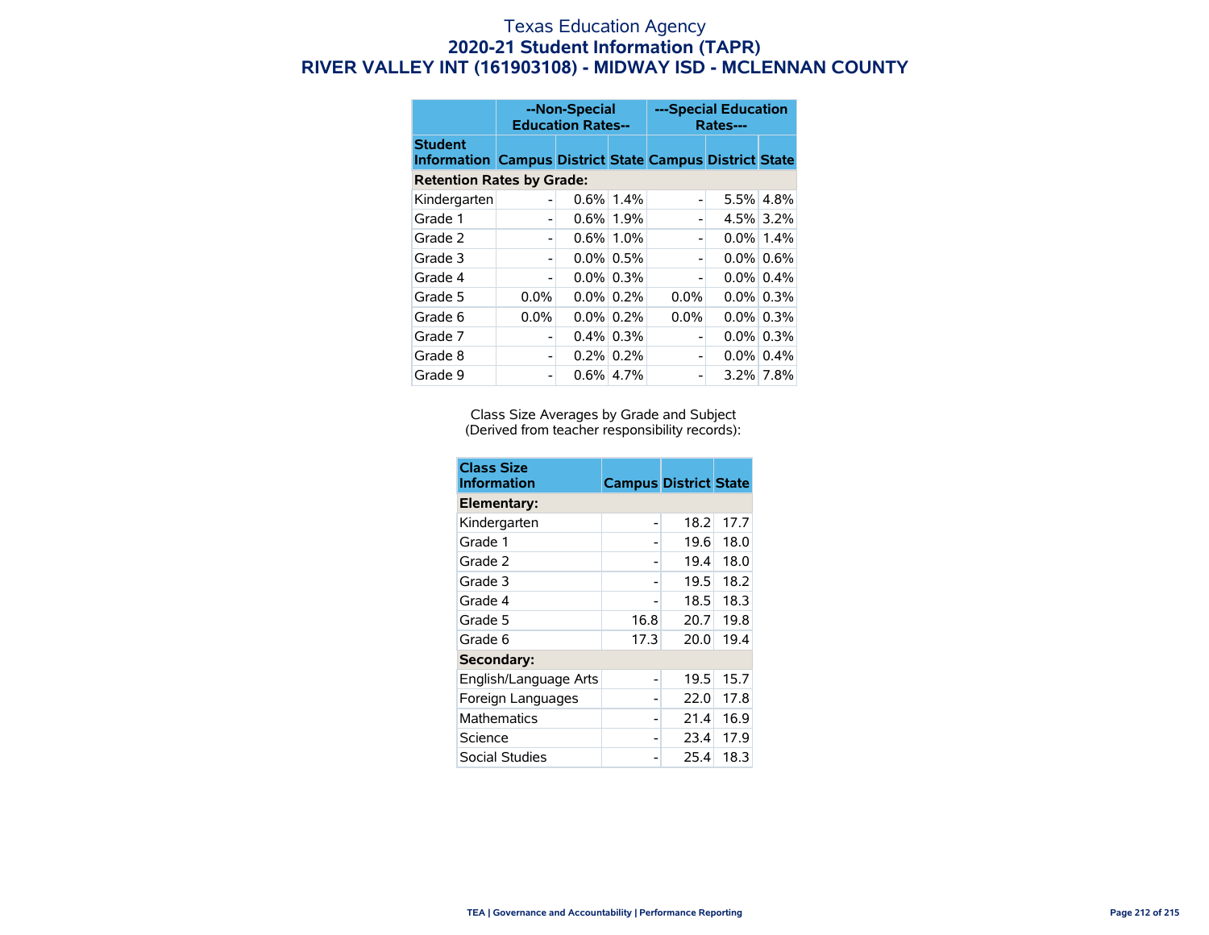# Texas Education Agency

## 2020-21 Student Information (TAPR)

## RIVER VALLEY INT (161903108) - MIDWAY ISD - MCLENNAN COUNTY

| | --Non-Special Education Rates-- | | | ---Special Education Rates--- | | |
|---|---|---|---|---|---|---|
| **Student Information** | **Campus** | **District** | **State** | **Campus** | **District** | **State** |
| **Retention Rates by Grade:** | | | | | | |
| Kindergarten | - | 0.6% | 1.4% | - | 5.5% | 4.8% |
| Grade 1 | - | 0.6% | 1.9% | - | 4.5% | 3.2% |
| Grade 2 | - | 0.6% | 1.0% | - | 0.0% | 1.4% |
| Grade 3 | - | 0.0% | 0.5% | - | 0.0% | 0.6% |
| Grade 4 | - | 0.0% | 0.3% | - | 0.0% | 0.4% |
| Grade 5 | 0.0% | 0.0% | 0.2% | 0.0% | 0.0% | 0.3% |
| Grade 6 | 0.0% | 0.0% | 0.2% | 0.0% | 0.0% | 0.3% |
| Grade 7 | - | 0.4% | 0.3% | - | 0.0% | 0.3% |
| Grade 8 | - | 0.2% | 0.2% | - | 0.0% | 0.4% |
| Grade 9 | - | 0.6% | 4.7% | - | 3.2% | 7.8% |

Class Size Averages by Grade and Subject
(Derived from teacher responsibility records):

| Class Size Information | Campus | District | State |
|---|---|---|---|
| **Elementary:** | | | |
| Kindergarten | - | 18.2 | 17.7 |
| Grade 1 | - | 19.6 | 18.0 |
| Grade 2 | - | 19.4 | 18.0 |
| Grade 3 | - | 19.5 | 18.2 |
| Grade 4 | - | 18.5 | 18.3 |
| Grade 5 | 16.8 | 20.7 | 19.8 |
| Grade 6 | 17.3 | 20.0 | 19.4 |
| **Secondary:** | | | |
| English/Language Arts | - | 19.5 | 15.7 |
| Foreign Languages | - | 22.0 | 17.8 |
| Mathematics | - | 21.4 | 16.9 |
| Science | - | 23.4 | 17.9 |
| Social Studies | - | 25.4 | 18.3 |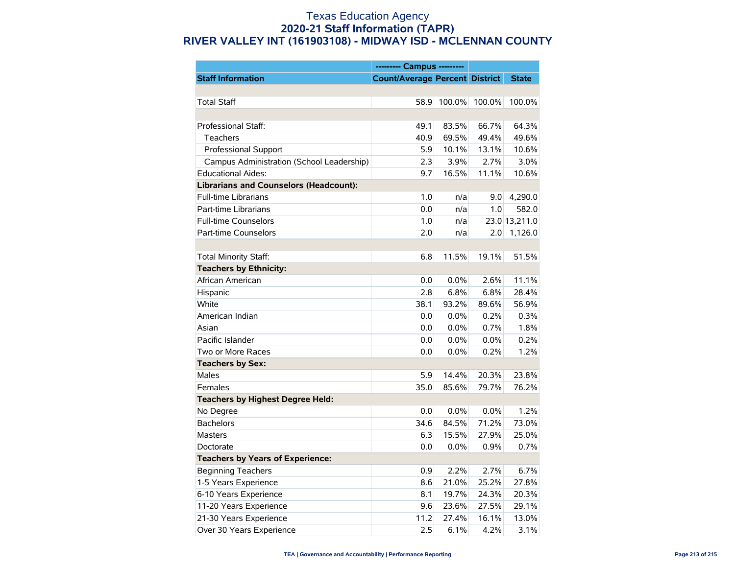# Texas Education Agency

## 2020-21 Staff Information (TAPR)

## RIVER VALLEY INT (161903108) - MIDWAY ISD - MCLENNAN COUNTY

| | --------- Campus --------- | | | |
|---|---|---|---|---|
| **Staff Information** | **Count/Average** | **Percent** | **District** | **State** |
| | | | | |
| Total Staff | 58.9 | 100.0% | 100.0% | 100.0% |
| | | | | |
| Professional Staff: | 49.1 | 83.5% | 66.7% | 64.3% |
| Teachers | 40.9 | 69.5% | 49.4% | 49.6% |
| Professional Support | 5.9 | 10.1% | 13.1% | 10.6% |
| Campus Administration (School Leadership) | 2.3 | 3.9% | 2.7% | 3.0% |
| Educational Aides: | 9.7 | 16.5% | 11.1% | 10.6% |
| **Librarians and Counselors (Headcount):** | | | | |
| Full-time Librarians | 1.0 | n/a | 9.0 | 4,290.0 |
| Part-time Librarians | 0.0 | n/a | 1.0 | 582.0 |
| Full-time Counselors | 1.0 | n/a | 23.0 | 13,211.0 |
| Part-time Counselors | 2.0 | n/a | 2.0 | 1,126.0 |
| | | | | |
| Total Minority Staff: | 6.8 | 11.5% | 19.1% | 51.5% |
| **Teachers by Ethnicity:** | | | | |
| African American | 0.0 | 0.0% | 2.6% | 11.1% |
| Hispanic | 2.8 | 6.8% | 6.8% | 28.4% |
| White | 38.1 | 93.2% | 89.6% | 56.9% |
| American Indian | 0.0 | 0.0% | 0.2% | 0.3% |
| Asian | 0.0 | 0.0% | 0.7% | 1.8% |
| Pacific Islander | 0.0 | 0.0% | 0.0% | 0.2% |
| Two or More Races | 0.0 | 0.0% | 0.2% | 1.2% |
| **Teachers by Sex:** | | | | |
| Males | 5.9 | 14.4% | 20.3% | 23.8% |
| Females | 35.0 | 85.6% | 79.7% | 76.2% |
| **Teachers by Highest Degree Held:** | | | | |
| No Degree | 0.0 | 0.0% | 0.0% | 1.2% |
| Bachelors | 34.6 | 84.5% | 71.2% | 73.0% |
| Masters | 6.3 | 15.5% | 27.9% | 25.0% |
| Doctorate | 0.0 | 0.0% | 0.9% | 0.7% |
| **Teachers by Years of Experience:** | | | | |
| Beginning Teachers | 0.9 | 2.2% | 2.7% | 6.7% |
| 1-5 Years Experience | 8.6 | 21.0% | 25.2% | 27.8% |
| 6-10 Years Experience | 8.1 | 19.7% | 24.3% | 20.3% |
| 11-20 Years Experience | 9.6 | 23.6% | 27.5% | 29.1% |
| 21-30 Years Experience | 11.2 | 27.4% | 16.1% | 13.0% |
| Over 30 Years Experience | 2.5 | 6.1% | 4.2% | 3.1% |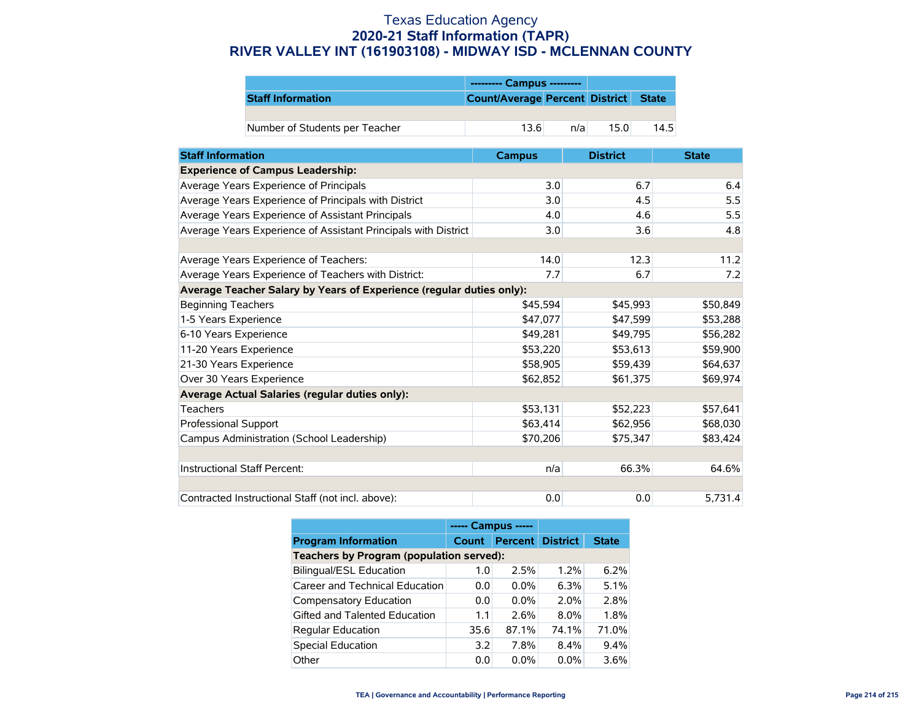# Texas Education Agency
## 2020-21 Staff Information (TAPR)
## RIVER VALLEY INT (161903108) - MIDWAY ISD - MCLENNAN COUNTY

| | --------- Campus --------- | | | |
|---|---|---|---|---|
| **Staff Information** | **Count/Average** | **Percent** | **District** | **State** |
| | | | | |
| Number of Students per Teacher | 13.6 | n/a | 15.0 | 14.5 |

| Staff Information | Campus | District | State |
|---|---|---|---|
| **Experience of Campus Leadership:** | | | |
| Average Years Experience of Principals | 3.0 | 6.7 | 6.4 |
| Average Years Experience of Principals with District | 3.0 | 4.5 | 5.5 |
| Average Years Experience of Assistant Principals | 4.0 | 4.6 | 5.5 |
| Average Years Experience of Assistant Principals with District | 3.0 | 3.6 | 4.8 |
| | | | |
| Average Years Experience of Teachers: | 14.0 | 12.3 | 11.2 |
| Average Years Experience of Teachers with District: | 7.7 | 6.7 | 7.2 |
| **Average Teacher Salary by Years of Experience (regular duties only):** | | | |
| Beginning Teachers | $45,594 | $45,993 | $50,849 |
| 1-5 Years Experience | $47,077 | $47,599 | $53,288 |
| 6-10 Years Experience | $49,281 | $49,795 | $56,282 |
| 11-20 Years Experience | $53,220 | $53,613 | $59,900 |
| 21-30 Years Experience | $58,905 | $59,439 | $64,637 |
| Over 30 Years Experience | $62,852 | $61,375 | $69,974 |
| **Average Actual Salaries (regular duties only):** | | | |
| Teachers | $53,131 | $52,223 | $57,641 |
| Professional Support | $63,414 | $62,956 | $68,030 |
| Campus Administration (School Leadership) | $70,206 | $75,347 | $83,424 |
| | | | |
| Instructional Staff Percent: | n/a | 66.3% | 64.6% |
| | | | |
| Contracted Instructional Staff (not incl. above): | 0.0 | 0.0 | 5,731.4 |

| | ----- Campus ----- | | | |
|---|---|---|---|---|
| **Program Information** | **Count** | **Percent** | **District** | **State** |
| **Teachers by Program (population served):** | | | | |
| Bilingual/ESL Education | 1.0 | 2.5% | 1.2% | 6.2% |
| Career and Technical Education | 0.0 | 0.0% | 6.3% | 5.1% |
| Compensatory Education | 0.0 | 0.0% | 2.0% | 2.8% |
| Gifted and Talented Education | 1.1 | 2.6% | 8.0% | 1.8% |
| Regular Education | 35.6 | 87.1% | 74.1% | 71.0% |
| Special Education | 3.2 | 7.8% | 8.4% | 9.4% |
| Other | 0.0 | 0.0% | 0.0% | 3.6% |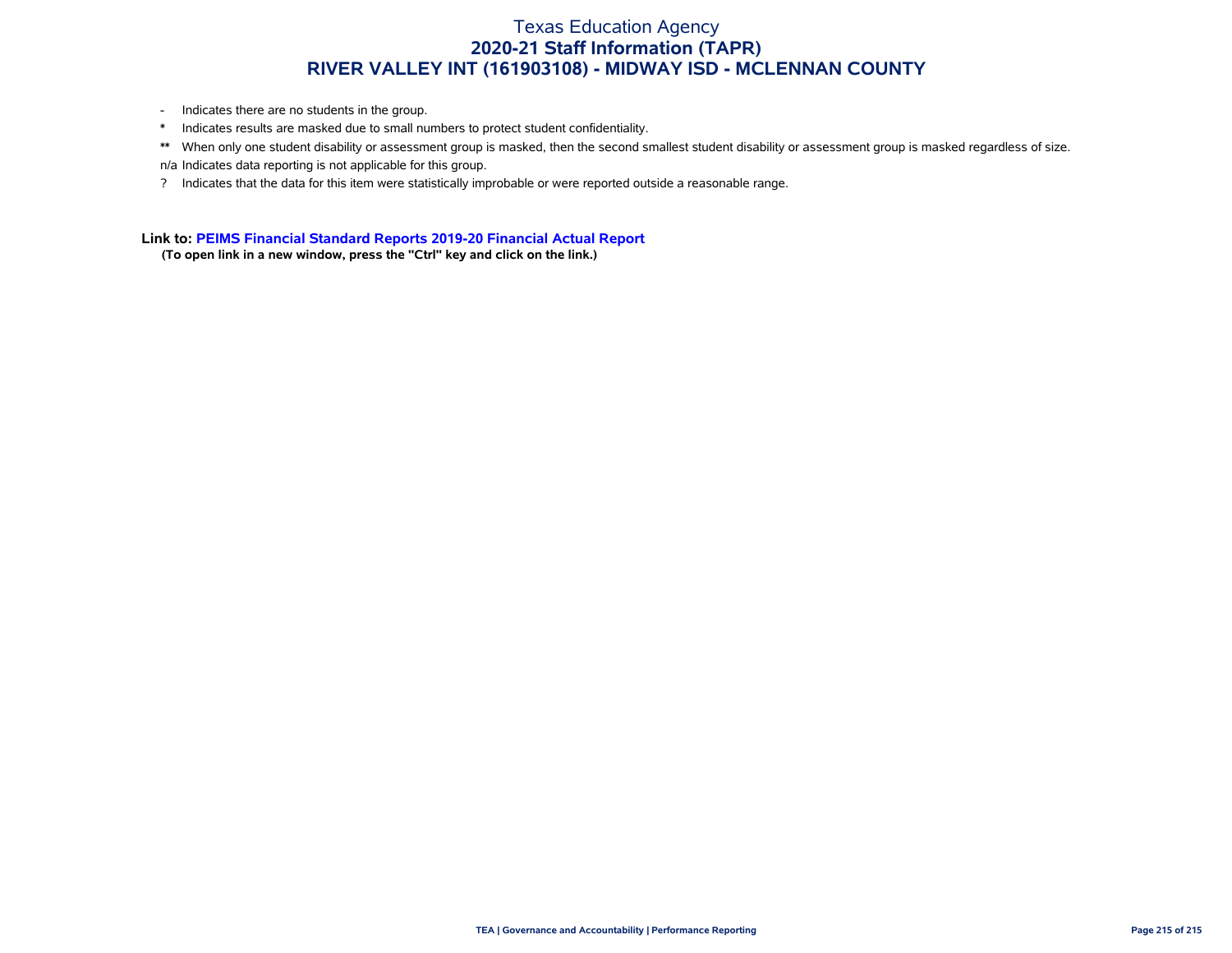# Texas Education Agency
## 2020-21 Staff Information (TAPR)
## RIVER VALLEY INT (161903108) - MIDWAY ISD - MCLENNAN COUNTY

- \- Indicates there are no students in the group.
- * Indicates results are masked due to small numbers to protect student confidentiality.
- ** When only one student disability or assessment group is masked, then the second smallest student disability or assessment group is masked regardless of size.
- n/a Indicates data reporting is not applicable for this group.
- ? Indicates that the data for this item were statistically improbable or were reported outside a reasonable range.

**Link to: PEIMS Financial Standard Reports 2019-20 Financial Actual Report**
**(To open link in a new window, press the "Ctrl" key and click on the link.)**